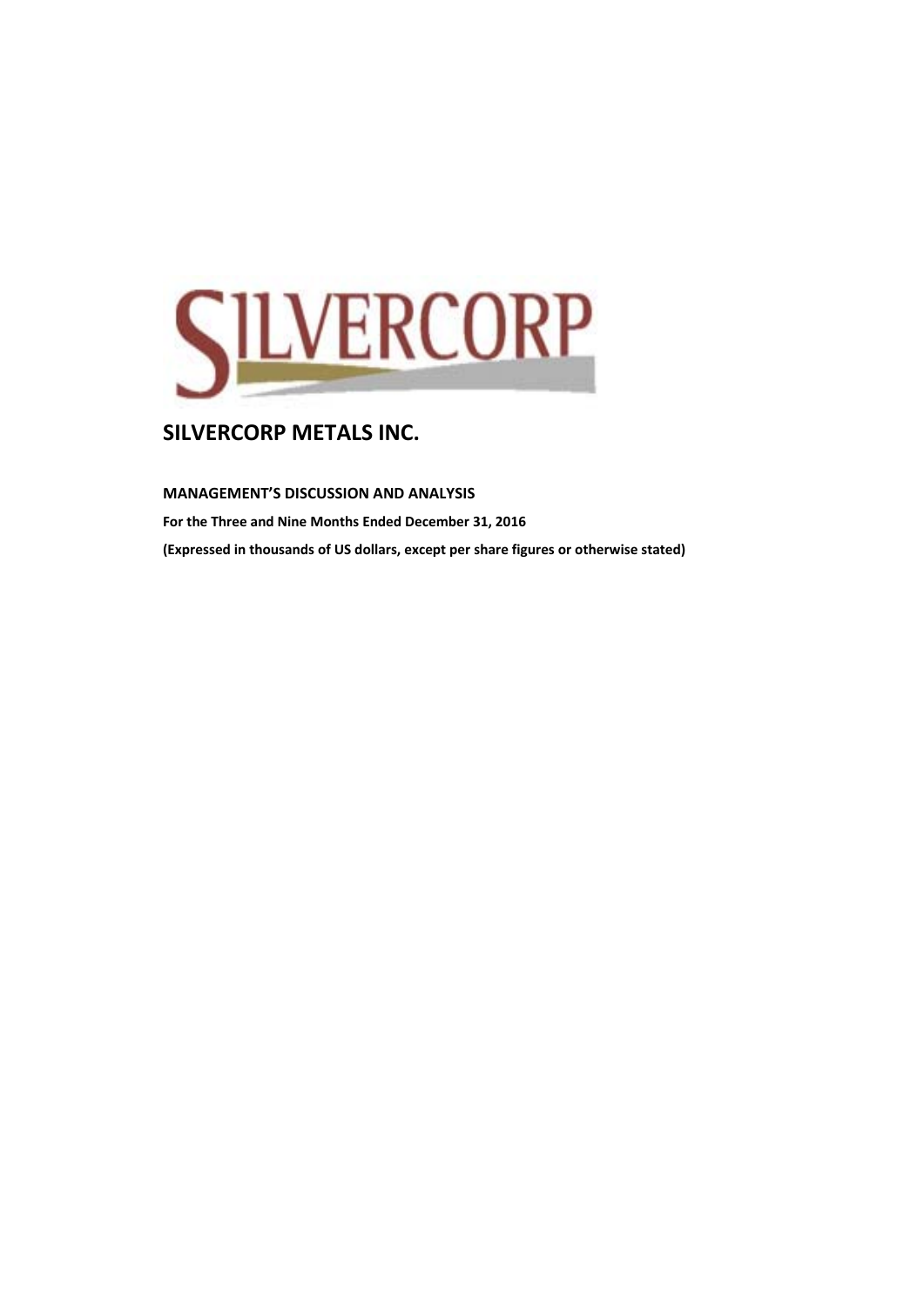# SILVERCORP METALS INC.

**MANAGEMENT'S DISCUSSION AND ANALYSIS**

**For the Three and Nine Months Ended December 31, 2016**

**(Expressed in thousands of US dollars, except per share figures or otherwise stated)**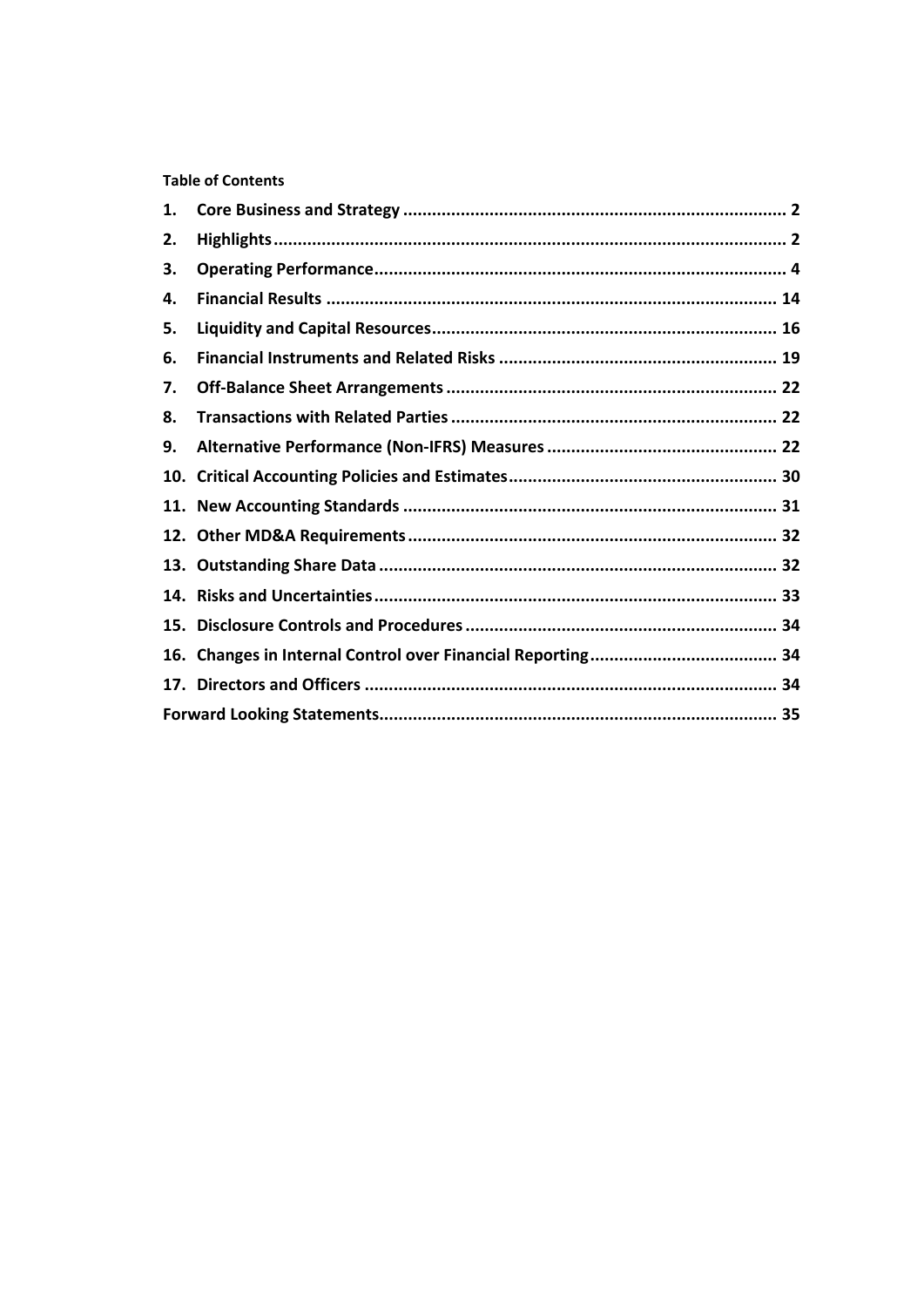**Table of Contents**

1. **Core Business and Strategy** ... 2
2. **Highlights** ... 2
3. **Operating Performance** ... 4
4. **Financial Results** ... 14
5. **Liquidity and Capital Resources** ... 16
6. **Financial Instruments and Related Risks** ... 19
7. **Off-Balance Sheet Arrangements** ... 22
8. **Transactions with Related Parties** ... 22
9. **Alternative Performance (Non-IFRS) Measures** ... 22
10. **Critical Accounting Policies and Estimates** ... 30
11. **New Accounting Standards** ... 31
12. **Other MD&A Requirements** ... 32
13. **Outstanding Share Data** ... 32
14. **Risks and Uncertainties** ... 33
15. **Disclosure Controls and Procedures** ... 34
16. **Changes in Internal Control over Financial Reporting** ... 34
17. **Directors and Officers** ... 34

**Forward Looking Statements** ... 35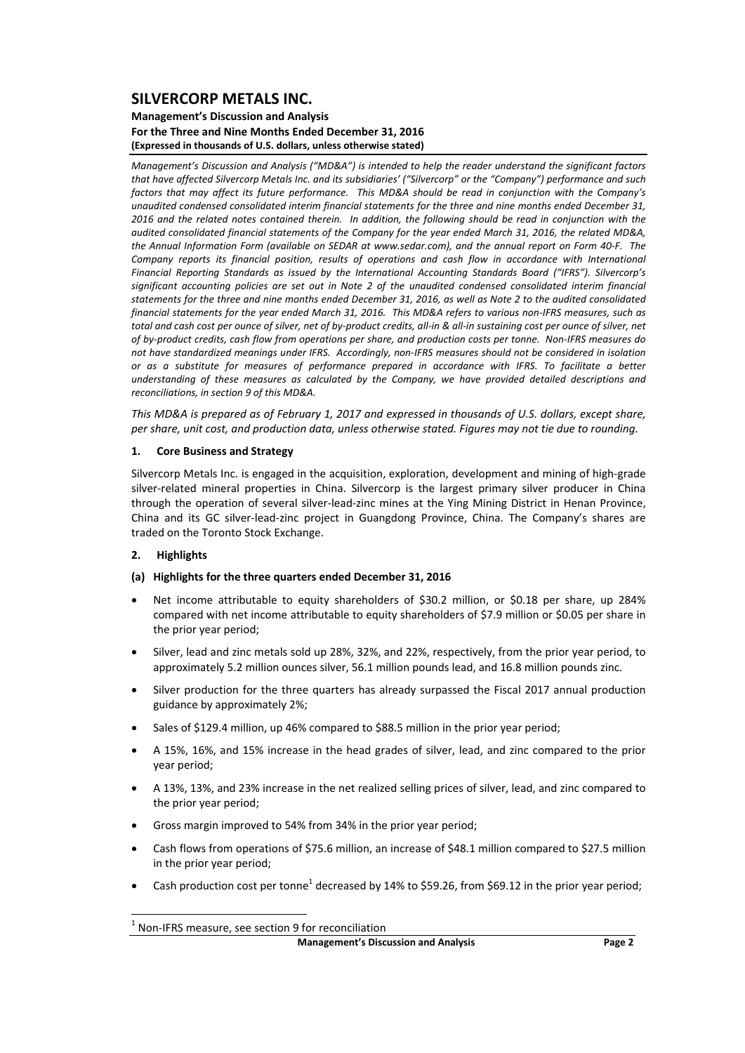# SILVERCORP METALS INC.

**Management's Discussion and Analysis**
**For the Three and Nine Months Ended December 31, 2016**
**(Expressed in thousands of U.S. dollars, unless otherwise stated)**

*Management's Discussion and Analysis ("MD&A") is intended to help the reader understand the significant factors that have affected Silvercorp Metals Inc. and its subsidiaries' ("Silvercorp" or the "Company") performance and such factors that may affect its future performance. This MD&A should be read in conjunction with the Company's unaudited condensed consolidated interim financial statements for the three and nine months ended December 31, 2016 and the related notes contained therein. In addition, the following should be read in conjunction with the audited consolidated financial statements of the Company for the year ended March 31, 2016, the related MD&A, the Annual Information Form (available on SEDAR at www.sedar.com), and the annual report on Form 40-F. The Company reports its financial position, results of operations and cash flow in accordance with International Financial Reporting Standards as issued by the International Accounting Standards Board ("IFRS"). Silvercorp's significant accounting policies are set out in Note 2 of the unaudited condensed consolidated interim financial statements for the three and nine months ended December 31, 2016, as well as Note 2 to the audited consolidated financial statements for the year ended March 31, 2016. This MD&A refers to various non-IFRS measures, such as total and cash cost per ounce of silver, net of by-product credits, all-in & all-in sustaining cost per ounce of silver, net of by-product credits, cash flow from operations per share, and production costs per tonne. Non-IFRS measures do not have standardized meanings under IFRS. Accordingly, non-IFRS measures should not be considered in isolation or as a substitute for measures of performance prepared in accordance with IFRS. To facilitate a better understanding of these measures as calculated by the Company, we have provided detailed descriptions and reconciliations, in section 9 of this MD&A.*

*This MD&A is prepared as of February 1, 2017 and expressed in thousands of U.S. dollars, except share, per share, unit cost, and production data, unless otherwise stated. Figures may not tie due to rounding.*

## 1. Core Business and Strategy

Silvercorp Metals Inc. is engaged in the acquisition, exploration, development and mining of high-grade silver-related mineral properties in China. Silvercorp is the largest primary silver producer in China through the operation of several silver-lead-zinc mines at the Ying Mining District in Henan Province, China and its GC silver-lead-zinc project in Guangdong Province, China. The Company's shares are traded on the Toronto Stock Exchange.

## 2. Highlights

### (a) Highlights for the three quarters ended December 31, 2016

- Net income attributable to equity shareholders of $30.2 million, or $0.18 per share, up 284% compared with net income attributable to equity shareholders of $7.9 million or $0.05 per share in the prior year period;
- Silver, lead and zinc metals sold up 28%, 32%, and 22%, respectively, from the prior year period, to approximately 5.2 million ounces silver, 56.1 million pounds lead, and 16.8 million pounds zinc.
- Silver production for the three quarters has already surpassed the Fiscal 2017 annual production guidance by approximately 2%;
- Sales of $129.4 million, up 46% compared to $88.5 million in the prior year period;
- A 15%, 16%, and 15% increase in the head grades of silver, lead, and zinc compared to the prior year period;
- A 13%, 13%, and 23% increase in the net realized selling prices of silver, lead, and zinc compared to the prior year period;
- Gross margin improved to 54% from 34% in the prior year period;
- Cash flows from operations of $75.6 million, an increase of $48.1 million compared to $27.5 million in the prior year period;
- Cash production cost per tonne[1] decreased by 14% to $59.26, from $69.12 in the prior year period;

[1] Non-IFRS measure, see section 9 for reconciliation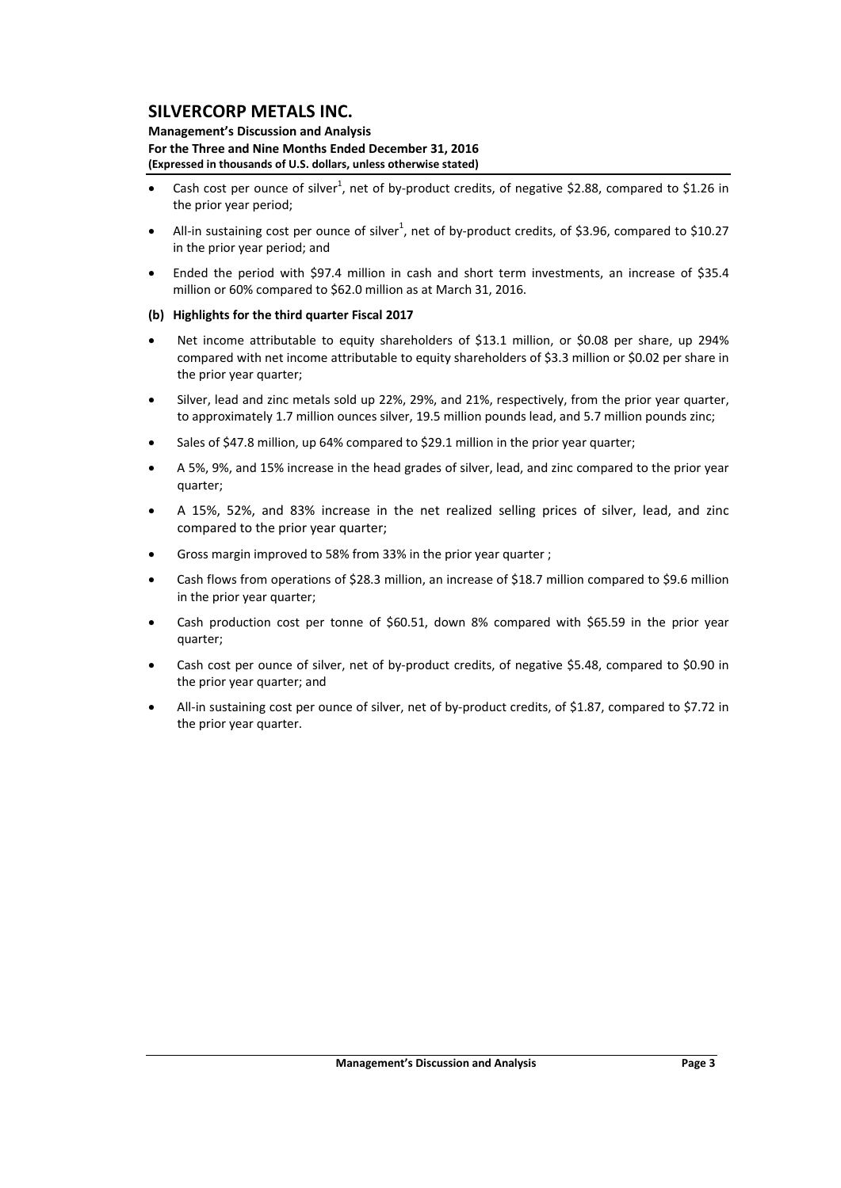- Cash cost per ounce of silver[1], net of by-product credits, of negative \$2.88, compared to \$1.26 in the prior year period;
- All-in sustaining cost per ounce of silver[1], net of by-product credits, of \$3.96, compared to \$10.27 in the prior year period; and
- Ended the period with \$97.4 million in cash and short term investments, an increase of \$35.4 million or 60% compared to \$62.0 million as at March 31, 2016.

### (b) Highlights for the third quarter Fiscal 2017

- Net income attributable to equity shareholders of \$13.1 million, or \$0.08 per share, up 294% compared with net income attributable to equity shareholders of \$3.3 million or \$0.02 per share in the prior year quarter;
- Silver, lead and zinc metals sold up 22%, 29%, and 21%, respectively, from the prior year quarter, to approximately 1.7 million ounces silver, 19.5 million pounds lead, and 5.7 million pounds zinc;
- Sales of \$47.8 million, up 64% compared to \$29.1 million in the prior year quarter;
- A 5%, 9%, and 15% increase in the head grades of silver, lead, and zinc compared to the prior year quarter;
- A 15%, 52%, and 83% increase in the net realized selling prices of silver, lead, and zinc compared to the prior year quarter;
- Gross margin improved to 58% from 33% in the prior year quarter ;
- Cash flows from operations of \$28.3 million, an increase of \$18.7 million compared to \$9.6 million in the prior year quarter;
- Cash production cost per tonne of \$60.51, down 8% compared with \$65.59 in the prior year quarter;
- Cash cost per ounce of silver, net of by-product credits, of negative \$5.48, compared to \$0.90 in the prior year quarter; and
- All-in sustaining cost per ounce of silver, net of by-product credits, of \$1.87, compared to \$7.72 in the prior year quarter.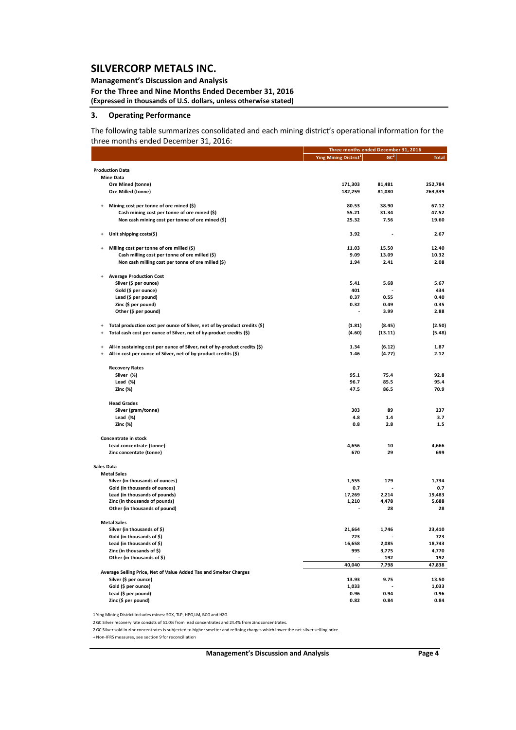## 3. Operating Performance

The following table summarizes consolidated and each mining district's operational information for the three months ended December 31, 2016:

| | Three months ended December 31, 2016 | | |
|---|---|---|---|
| | Ying Mining District[1] | GC[2] | Total |
| **Production Data** | | | |
| **Mine Data** | | | |
| Ore Mined (tonne) | 171,303 | 81,481 | 252,784 |
| Ore Milled (tonne) | 182,259 | 81,080 | 263,339 |
| + Mining cost per tonne of ore mined ($) | 80.53 | 38.90 | 67.12 |
| Cash mining cost per tonne of ore mined ($) | 55.21 | 31.34 | 47.52 |
| Non cash mining cost per tonne of ore mined ($) | 25.32 | 7.56 | 19.60 |
| + Unit shipping costs($) | 3.92 | - | 2.67 |
| + Milling cost per tonne of ore milled ($) | 11.03 | 15.50 | 12.40 |
| Cash milling cost per tonne of ore milled ($) | 9.09 | 13.09 | 10.32 |
| Non cash milling cost per tonne of ore milled ($) | 1.94 | 2.41 | 2.08 |
| + Average Production Cost | | | |
| Silver ($ per ounce) | 5.41 | 5.68 | 5.67 |
| Gold ($ per ounce) | 401 | - | 434 |
| Lead ($ per pound) | 0.37 | 0.55 | 0.40 |
| Zinc ($ per pound) | 0.32 | 0.49 | 0.35 |
| Other ($ per pound) | - | 3.99 | 2.88 |
| + Total production cost per ounce of Silver, net of by-product credits ($) | (1.81) | (8.45) | (2.50) |
| + Total cash cost per ounce of Silver, net of by-product credits ($) | (4.60) | (13.11) | (5.48) |
| + All-in sustaining cost per ounce of Silver, net of by-product credits ($) | 1.34 | (6.12) | 1.87 |
| + All-in cost per ounce of Silver, net of by-product credits ($) | 1.46 | (4.77) | 2.12 |
| **Recovery Rates** | | | |
| Silver (%) | 95.1 | 75.4 | 92.8 |
| Lead (%) | 96.7 | 85.5 | 95.4 |
| Zinc (%) | 47.5 | 86.5 | 70.9 |
| **Head Grades** | | | |
| Silver (gram/tonne) | 303 | 89 | 237 |
| Lead (%) | 4.8 | 1.4 | 3.7 |
| Zinc (%) | 0.8 | 2.8 | 1.5 |
| **Concentrate in stock** | | | |
| Lead concentrate (tonne) | 4,656 | 10 | 4,666 |
| Zinc concentate (tonne) | 670 | 29 | 699 |
| **Sales Data** | | | |
| **Metal Sales** | | | |
| Silver (in thousands of ounces) | 1,555 | 179 | 1,734 |
| Gold (in thousands of ounces) | 0.7 | - | 0.7 |
| Lead (in thousands of pounds) | 17,269 | 2,214 | 19,483 |
| Zinc (in thousands of pounds) | 1,210 | 4,478 | 5,688 |
| Other (in thousands of pound) | - | 28 | 28 |
| **Metal Sales** | | | |
| Silver (in thousands of $) | 21,664 | 1,746 | 23,410 |
| Gold (in thousands of $) | 723 | - | 723 |
| Lead (in thousands of $) | 16,658 | 2,085 | 18,743 |
| Zinc (in thousands of $) | 995 | 3,775 | 4,770 |
| Other (in thousands of $) | - | 192 | 192 |
| | 40,040 | 7,798 | 47,838 |
| **Average Selling Price, Net of Value Added Tax and Smelter Charges** | | | |
| Silver ($ per ounce) | 13.93 | 9.75 | 13.50 |
| Gold ($ per ounce) | 1,033 | - | 1,033 |
| Lead ($ per pound) | 0.96 | 0.94 | 0.96 |
| Zinc ($ per pound) | 0.82 | 0.84 | 0.84 |

1 Ying Mining District includes mines: SGX, TLP, HPG,LM, BCG and HZG.

2 GC Silver recovery rate consists of 51.0% from lead concentrates and 24.4% from zinc concentrates.

2 GC Silver sold in zinc concentrates is subjected to higher smelter and refining charges which lower the net silver selling price.

+ Non-IFRS measures, see section 9 for reconciliation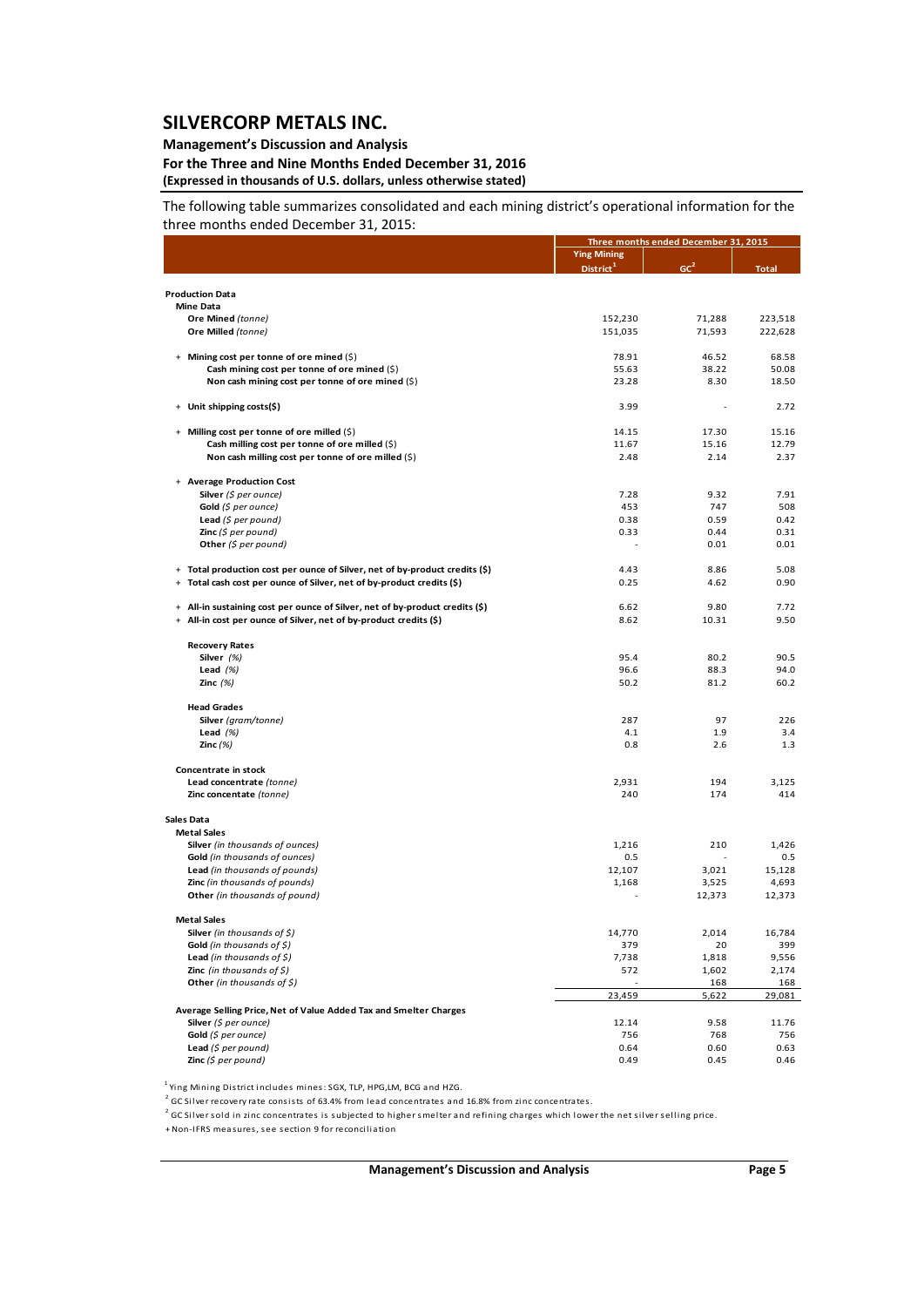The following table summarizes consolidated and each mining district's operational information for the three months ended December 31, 2015:

| | Three months ended December 31, 2015 | | |
|---|---|---|---|
| | Ying Mining District[1] | GC[2] | Total |
| **Production Data** | | | |
| **Mine Data** | | | |
| **Ore Mined** *(tonne)* | 152,230 | 71,288 | 223,518 |
| **Ore Milled** *(tonne)* | 151,035 | 71,593 | 222,628 |
| + **Mining cost per tonne of ore mined** ($) | 78.91 | 46.52 | 68.58 |
| **Cash mining cost per tonne of ore mined** ($) | 55.63 | 38.22 | 50.08 |
| **Non cash mining cost per tonne of ore mined** ($) | 23.28 | 8.30 | 18.50 |
| + **Unit shipping costs($)** | 3.99 | - | 2.72 |
| + **Milling cost per tonne of ore milled** ($) | 14.15 | 17.30 | 15.16 |
| **Cash milling cost per tonne of ore milled** ($) | 11.67 | 15.16 | 12.79 |
| **Non cash milling cost per tonne of ore milled** ($) | 2.48 | 2.14 | 2.37 |
| + **Average Production Cost** | | | |
| **Silver** *($ per ounce)* | 7.28 | 9.32 | 7.91 |
| **Gold** *($ per ounce)* | 453 | 747 | 508 |
| **Lead** *($ per pound)* | 0.38 | 0.59 | 0.42 |
| **Zinc** *($ per pound)* | 0.33 | 0.44 | 0.31 |
| **Other** *($ per pound)* | - | 0.01 | 0.01 |
| + **Total production cost per ounce of Silver, net of by-product credits ($)** | 4.43 | 8.86 | 5.08 |
| + **Total cash cost per ounce of Silver, net of by-product credits ($)** | 0.25 | 4.62 | 0.90 |
| + **All-in sustaining cost per ounce of Silver, net of by-product credits ($)** | 6.62 | 9.80 | 7.72 |
| + **All-in cost per ounce of Silver, net of by-product credits ($)** | 8.62 | 10.31 | 9.50 |
| **Recovery Rates** | | | |
| **Silver** *(%)* | 95.4 | 80.2 | 90.5 |
| **Lead** *(%)* | 96.6 | 88.3 | 94.0 |
| **Zinc** *(%)* | 50.2 | 81.2 | 60.2 |
| **Head Grades** | | | |
| **Silver** *(gram/tonne)* | 287 | 97 | 226 |
| **Lead** *(%)* | 4.1 | 1.9 | 3.4 |
| **Zinc** *(%)* | 0.8 | 2.6 | 1.3 |
| **Concentrate in stock** | | | |
| **Lead concentrate** *(tonne)* | 2,931 | 194 | 3,125 |
| **Zinc concentrate** *(tonne)* | 240 | 174 | 414 |
| **Sales Data** | | | |
| **Metal Sales** | | | |
| **Silver** *(in thousands of ounces)* | 1,216 | 210 | 1,426 |
| **Gold** *(in thousands of ounces)* | 0.5 | - | 0.5 |
| **Lead** *(in thousands of pounds)* | 12,107 | 3,021 | 15,128 |
| **Zinc** *(in thousands of pounds)* | 1,168 | 3,525 | 4,693 |
| **Other** *(in thousands of pound)* | - | 12,373 | 12,373 |
| **Metal Sales** | | | |
| **Silver** *(in thousands of $)* | 14,770 | 2,014 | 16,784 |
| **Gold** *(in thousands of $)* | 379 | 20 | 399 |
| **Lead** *(in thousands of $)* | 7,738 | 1,818 | 9,556 |
| **Zinc** *(in thousands of $)* | 572 | 1,602 | 2,174 |
| **Other** *(in thousands of $)* | - | 168 | 168 |
| | 23,459 | 5,622 | 29,081 |
| **Average Selling Price, Net of Value Added Tax and Smelter Charges** | | | |
| **Silver** *($ per ounce)* | 12.14 | 9.58 | 11.76 |
| **Gold** *($ per ounce)* | 756 | 768 | 756 |
| **Lead** *($ per pound)* | 0.64 | 0.60 | 0.63 |
| **Zinc** *($ per pound)* | 0.49 | 0.45 | 0.46 |

[1] Ying Mining District includes mines: SGX, TLP, HPG,LM, BCG and HZG.

[2] GC Silver recovery rate consists of 63.4% from lead concentrates and 16.8% from zinc concentrates.

[2] GC Silver sold in zinc concentrates is subjected to higher smelter and refining charges which lower the net silver selling price.

+Non-IFRS measures, see section 9 for reconciliation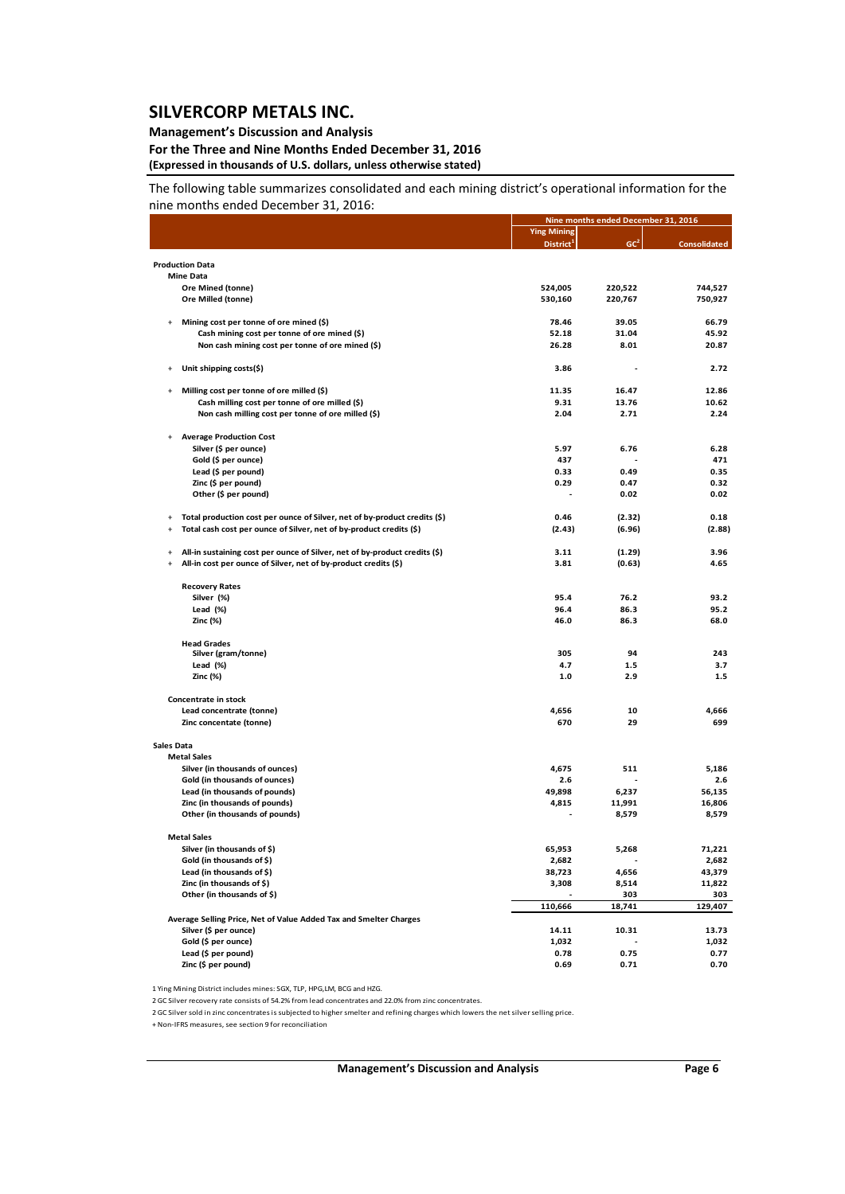# SILVERCORP METALS INC.

**Management's Discussion and Analysis**
**For the Three and Nine Months Ended December 31, 2016**
**(Expressed in thousands of U.S. dollars, unless otherwise stated)**

The following table summarizes consolidated and each mining district's operational information for the nine months ended December 31, 2016:

| | Nine months ended December 31, 2016 | | |
|---|---|---|---|
| | Ying Mining District[1] | GC[2] | Consolidated |
| **Production Data** | | | |
| **Mine Data** | | | |
| Ore Mined (tonne) | 524,005 | 220,522 | 744,527 |
| Ore Milled (tonne) | 530,160 | 220,767 | 750,927 |
| + Mining cost per tonne of ore mined ($) | 78.46 | 39.05 | 66.79 |
| Cash mining cost per tonne of ore mined ($) | 52.18 | 31.04 | 45.92 |
| Non cash mining cost per tonne of ore mined ($) | 26.28 | 8.01 | 20.87 |
| + Unit shipping costs($) | 3.86 | - | 2.72 |
| + Milling cost per tonne of ore milled ($) | 11.35 | 16.47 | 12.86 |
| Cash milling cost per tonne of ore milled ($) | 9.31 | 13.76 | 10.62 |
| Non cash milling cost per tonne of ore milled ($) | 2.04 | 2.71 | 2.24 |
| + Average Production Cost | | | |
| Silver ($ per ounce) | 5.97 | 6.76 | 6.28 |
| Gold ($ per ounce) | 437 | - | 471 |
| Lead ($ per pound) | 0.33 | 0.49 | 0.35 |
| Zinc ($ per pound) | 0.29 | 0.47 | 0.32 |
| Other ($ per pound) | - | 0.02 | 0.02 |
| + Total production cost per ounce of Silver, net of by-product credits ($) | 0.46 | (2.32) | 0.18 |
| + Total cash cost per ounce of Silver, net of by-product credits ($) | (2.43) | (6.96) | (2.88) |
| + All-in sustaining cost per ounce of Silver, net of by-product credits ($) | 3.11 | (1.29) | 3.96 |
| + All-in cost per ounce of Silver, net of by-product credits ($) | 3.81 | (0.63) | 4.65 |
| **Recovery Rates** | | | |
| Silver (%) | 95.4 | 76.2 | 93.2 |
| Lead (%) | 96.4 | 86.3 | 95.2 |
| Zinc (%) | 46.0 | 86.3 | 68.0 |
| **Head Grades** | | | |
| Silver (gram/tonne) | 305 | 94 | 243 |
| Lead (%) | 4.7 | 1.5 | 3.7 |
| Zinc (%) | 1.0 | 2.9 | 1.5 |
| **Concentrate in stock** | | | |
| Lead concentrate (tonne) | 4,656 | 10 | 4,666 |
| Zinc concentate (tonne) | 670 | 29 | 699 |
| **Sales Data** | | | |
| **Metal Sales** | | | |
| Silver (in thousands of ounces) | 4,675 | 511 | 5,186 |
| Gold (in thousands of ounces) | 2.6 | - | 2.6 |
| Lead (in thousands of pounds) | 49,898 | 6,237 | 56,135 |
| Zinc (in thousands of pounds) | 4,815 | 11,991 | 16,806 |
| Other (in thousands of pounds) | - | 8,579 | 8,579 |
| **Metal Sales** | | | |
| Silver (in thousands of $) | 65,953 | 5,268 | 71,221 |
| Gold (in thousands of $) | 2,682 | - | 2,682 |
| Lead (in thousands of $) | 38,723 | 4,656 | 43,379 |
| Zinc (in thousands of $) | 3,308 | 8,514 | 11,822 |
| Other (in thousands of $) | - | 303 | 303 |
| | 110,666 | 18,741 | 129,407 |
| **Average Selling Price, Net of Value Added Tax and Smelter Charges** | | | |
| Silver ($ per ounce) | 14.11 | 10.31 | 13.73 |
| Gold ($ per ounce) | 1,032 | - | 1,032 |
| Lead ($ per pound) | 0.78 | 0.75 | 0.77 |
| Zinc ($ per pound) | 0.69 | 0.71 | 0.70 |

1 Ying Mining District includes mines: SGX, TLP, HPG,LM, BCG and HZG.
2 GC Silver recovery rate consists of 54.2% from lead concentrates and 22.0% from zinc concentrates.
2 GC Silver sold in zinc concentrates is subjected to higher smelter and refining charges which lowers the net silver selling price.
+ Non-IFRS measures, see section 9 for reconciliation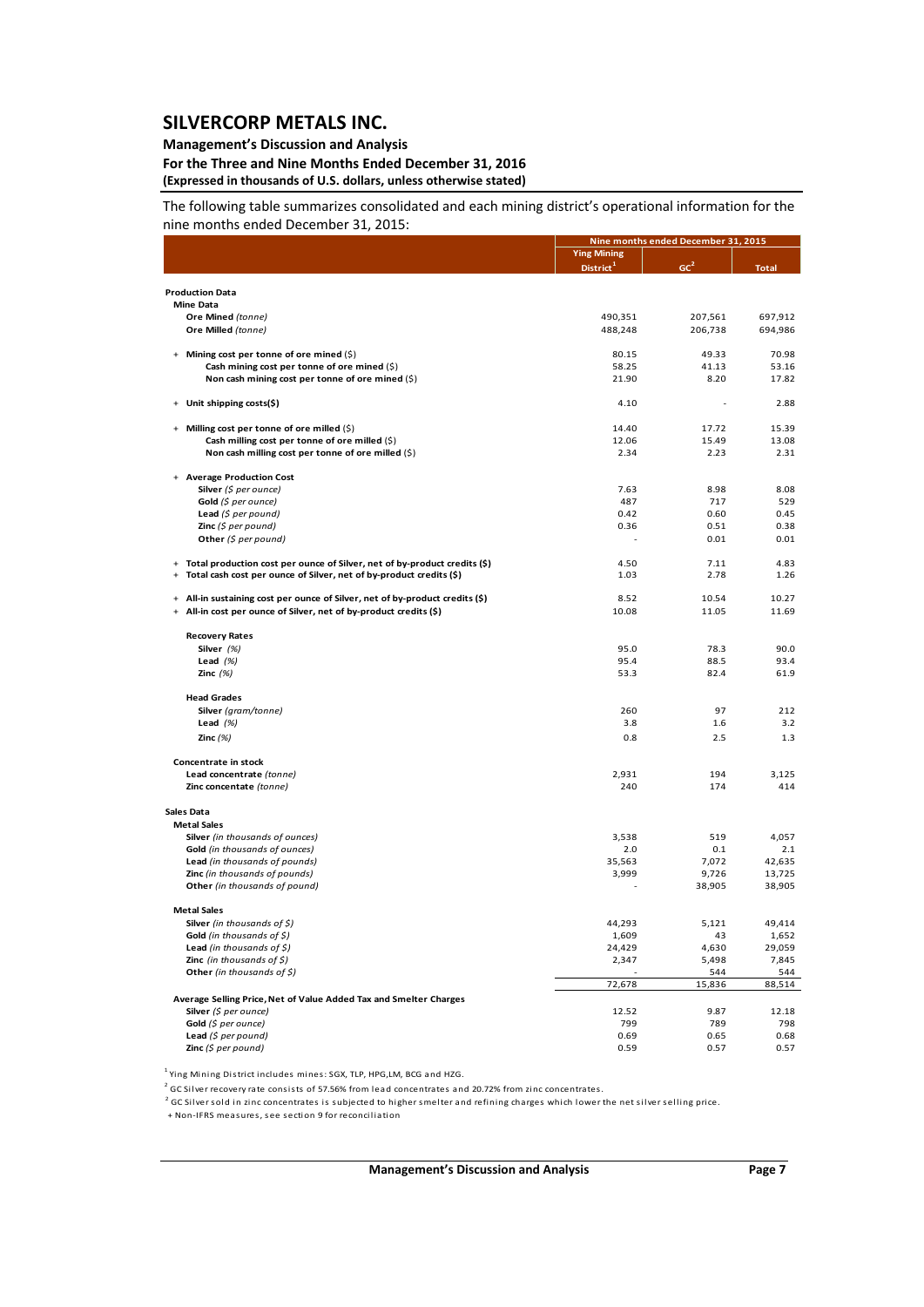The following table summarizes consolidated and each mining district's operational information for the nine months ended December 31, 2015:

| | Nine months ended December 31, 2015 | | |
|---|---|---|---|
| | Ying Mining District[1] | GC[2] | Total |
| **Production Data** | | | |
| **Mine Data** | | | |
| **Ore Mined** *(tonne)* | 490,351 | 207,561 | 697,912 |
| **Ore Milled** *(tonne)* | 488,248 | 206,738 | 694,986 |
| + **Mining cost per tonne of ore mined** ($) | 80.15 | 49.33 | 70.98 |
| **Cash mining cost per tonne of ore mined** ($) | 58.25 | 41.13 | 53.16 |
| **Non cash mining cost per tonne of ore mined** ($) | 21.90 | 8.20 | 17.82 |
| + **Unit shipping costs($)** | 4.10 | - | 2.88 |
| + **Milling cost per tonne of ore milled** ($) | 14.40 | 17.72 | 15.39 |
| **Cash milling cost per tonne of ore milled** ($) | 12.06 | 15.49 | 13.08 |
| **Non cash milling cost per tonne of ore milled** ($) | 2.34 | 2.23 | 2.31 |
| + **Average Production Cost** | | | |
| **Silver** *($ per ounce)* | 7.63 | 8.98 | 8.08 |
| **Gold** *($ per ounce)* | 487 | 717 | 529 |
| **Lead** *($ per pound)* | 0.42 | 0.60 | 0.45 |
| **Zinc** *($ per pound)* | 0.36 | 0.51 | 0.38 |
| **Other** *($ per pound)* | - | 0.01 | 0.01 |
| + **Total production cost per ounce of Silver, net of by-product credits ($)** | 4.50 | 7.11 | 4.83 |
| + **Total cash cost per ounce of Silver, net of by-product credits ($)** | 1.03 | 2.78 | 1.26 |
| + **All-in sustaining cost per ounce of Silver, net of by-product credits ($)** | 8.52 | 10.54 | 10.27 |
| + **All-in cost per ounce of Silver, net of by-product credits ($)** | 10.08 | 11.05 | 11.69 |
| **Recovery Rates** | | | |
| **Silver** *(%)* | 95.0 | 78.3 | 90.0 |
| **Lead** *(%)* | 95.4 | 88.5 | 93.4 |
| **Zinc** *(%)* | 53.3 | 82.4 | 61.9 |
| **Head Grades** | | | |
| **Silver** *(gram/tonne)* | 260 | 97 | 212 |
| **Lead** *(%)* | 3.8 | 1.6 | 3.2 |
| **Zinc** *(%)* | 0.8 | 2.5 | 1.3 |
| **Concentrate in stock** | | | |
| **Lead concentrate** *(tonne)* | 2,931 | 194 | 3,125 |
| **Zinc concentate** *(tonne)* | 240 | 174 | 414 |
| **Sales Data** | | | |
| **Metal Sales** | | | |
| **Silver** *(in thousands of ounces)* | 3,538 | 519 | 4,057 |
| **Gold** *(in thousands of ounces)* | 2.0 | 0.1 | 2.1 |
| **Lead** *(in thousands of pounds)* | 35,563 | 7,072 | 42,635 |
| **Zinc** *(in thousands of pounds)* | 3,999 | 9,726 | 13,725 |
| **Other** *(in thousands of pound)* | - | 38,905 | 38,905 |
| **Metal Sales** | | | |
| **Silver** *(in thousands of $)* | 44,293 | 5,121 | 49,414 |
| **Gold** *(in thousands of $)* | 1,609 | 43 | 1,652 |
| **Lead** *(in thousands of $)* | 24,429 | 4,630 | 29,059 |
| **Zinc** *(in thousands of $)* | 2,347 | 5,498 | 7,845 |
| **Other** *(in thousands of $)* | - | 544 | 544 |
| | 72,678 | 15,836 | 88,514 |
| **Average Selling Price, Net of Value Added Tax and Smelter Charges** | | | |
| **Silver** *($ per ounce)* | 12.52 | 9.87 | 12.18 |
| **Gold** *($ per ounce)* | 799 | 789 | 798 |
| **Lead** *($ per pound)* | 0.69 | 0.65 | 0.68 |
| **Zinc** *($ per pound)* | 0.59 | 0.57 | 0.57 |

[1] Ying Mining District includes mines: SGX, TLP, HPG,LM, BCG and HZG.

[2] GC Silver recovery rate consists of 57.56% from lead concentrates and 20.72% from zinc concentrates.

[2] GC Silver sold in zinc concentrates is subjected to higher smelter and refining charges which lower the net silver selling price.

+ Non-IFRS measures, see section 9 for reconciliation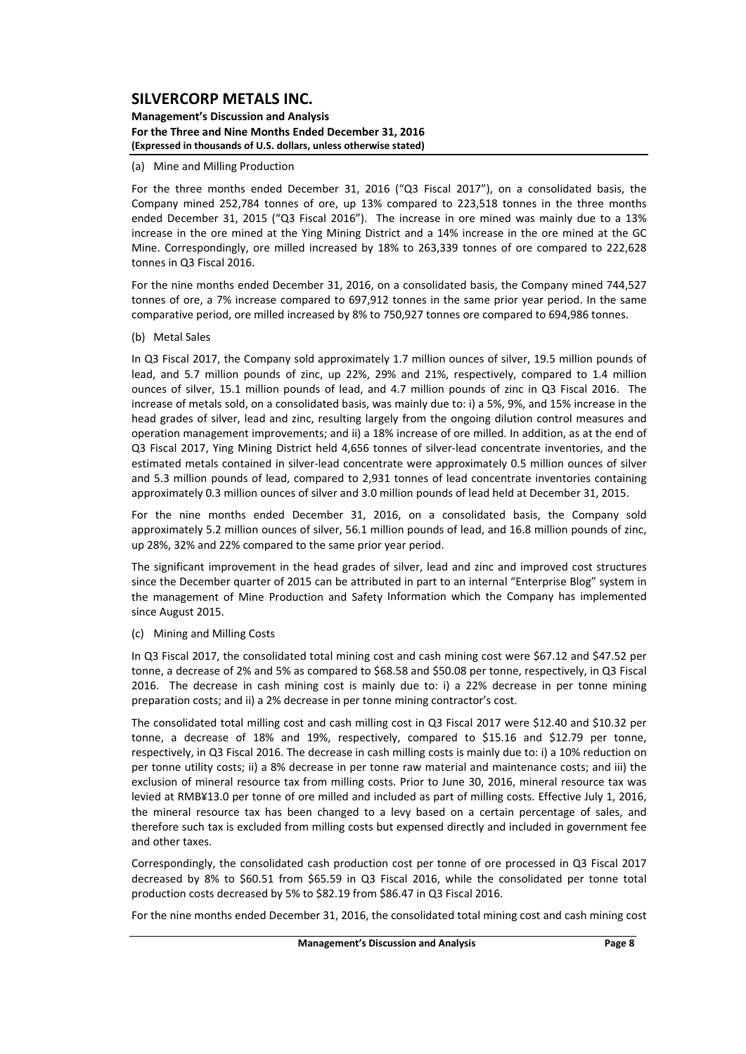(a) Mine and Milling Production

For the three months ended December 31, 2016 ("Q3 Fiscal 2017"), on a consolidated basis, the Company mined 252,784 tonnes of ore, up 13% compared to 223,518 tonnes in the three months ended December 31, 2015 ("Q3 Fiscal 2016"). The increase in ore mined was mainly due to a 13% increase in the ore mined at the Ying Mining District and a 14% increase in the ore mined at the GC Mine. Correspondingly, ore milled increased by 18% to 263,339 tonnes of ore compared to 222,628 tonnes in Q3 Fiscal 2016.

For the nine months ended December 31, 2016, on a consolidated basis, the Company mined 744,527 tonnes of ore, a 7% increase compared to 697,912 tonnes in the same prior year period. In the same comparative period, ore milled increased by 8% to 750,927 tonnes ore compared to 694,986 tonnes.

(b) Metal Sales

In Q3 Fiscal 2017, the Company sold approximately 1.7 million ounces of silver, 19.5 million pounds of lead, and 5.7 million pounds of zinc, up 22%, 29% and 21%, respectively, compared to 1.4 million ounces of silver, 15.1 million pounds of lead, and 4.7 million pounds of zinc in Q3 Fiscal 2016. The increase of metals sold, on a consolidated basis, was mainly due to: i) a 5%, 9%, and 15% increase in the head grades of silver, lead and zinc, resulting largely from the ongoing dilution control measures and operation management improvements; and ii) a 18% increase of ore milled. In addition, as at the end of Q3 Fiscal 2017, Ying Mining District held 4,656 tonnes of silver-lead concentrate inventories, and the estimated metals contained in silver-lead concentrate were approximately 0.5 million ounces of silver and 5.3 million pounds of lead, compared to 2,931 tonnes of lead concentrate inventories containing approximately 0.3 million ounces of silver and 3.0 million pounds of lead held at December 31, 2015.

For the nine months ended December 31, 2016, on a consolidated basis, the Company sold approximately 5.2 million ounces of silver, 56.1 million pounds of lead, and 16.8 million pounds of zinc, up 28%, 32% and 22% compared to the same prior year period.

The significant improvement in the head grades of silver, lead and zinc and improved cost structures since the December quarter of 2015 can be attributed in part to an internal "Enterprise Blog" system in the management of Mine Production and Safety Information which the Company has implemented since August 2015.

(c) Mining and Milling Costs

In Q3 Fiscal 2017, the consolidated total mining cost and cash mining cost were $67.12 and $47.52 per tonne, a decrease of 2% and 5% as compared to $68.58 and $50.08 per tonne, respectively, in Q3 Fiscal 2016. The decrease in cash mining cost is mainly due to: i) a 22% decrease in per tonne mining preparation costs; and ii) a 2% decrease in per tonne mining contractor's cost.

The consolidated total milling cost and cash milling cost in Q3 Fiscal 2017 were $12.40 and $10.32 per tonne, a decrease of 18% and 19%, respectively, compared to $15.16 and $12.79 per tonne, respectively, in Q3 Fiscal 2016. The decrease in cash milling costs is mainly due to: i) a 10% reduction on per tonne utility costs; ii) a 8% decrease in per tonne raw material and maintenance costs; and iii) the exclusion of mineral resource tax from milling costs. Prior to June 30, 2016, mineral resource tax was levied at RMB¥13.0 per tonne of ore milled and included as part of milling costs. Effective July 1, 2016, the mineral resource tax has been changed to a levy based on a certain percentage of sales, and therefore such tax is excluded from milling costs but expensed directly and included in government fee and other taxes.

Correspondingly, the consolidated cash production cost per tonne of ore processed in Q3 Fiscal 2017 decreased by 8% to $60.51 from $65.59 in Q3 Fiscal 2016, while the consolidated per tonne total production costs decreased by 5% to $82.19 from $86.47 in Q3 Fiscal 2016.

For the nine months ended December 31, 2016, the consolidated total mining cost and cash mining cost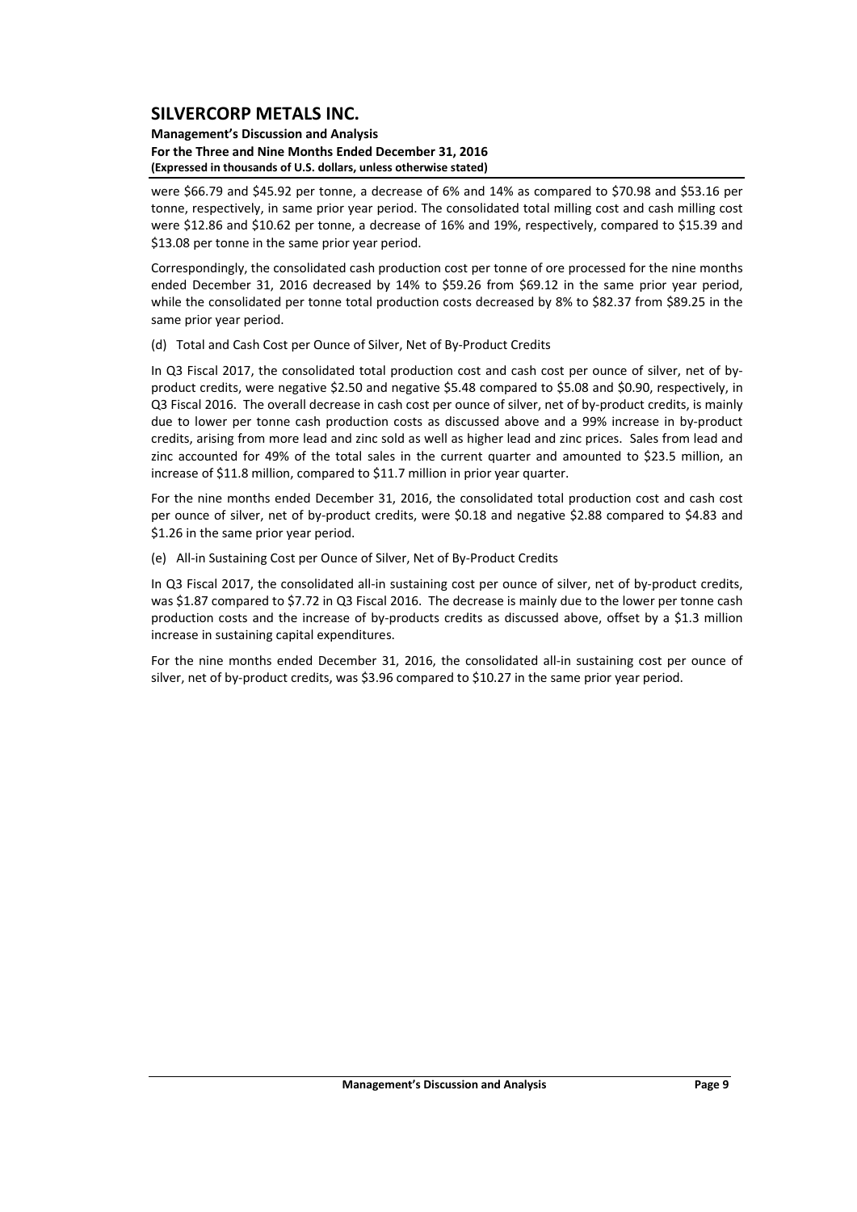were $66.79 and $45.92 per tonne, a decrease of 6% and 14% as compared to $70.98 and $53.16 per tonne, respectively, in same prior year period. The consolidated total milling cost and cash milling cost were $12.86 and $10.62 per tonne, a decrease of 16% and 19%, respectively, compared to $15.39 and $13.08 per tonne in the same prior year period.

Correspondingly, the consolidated cash production cost per tonne of ore processed for the nine months ended December 31, 2016 decreased by 14% to $59.26 from $69.12 in the same prior year period, while the consolidated per tonne total production costs decreased by 8% to $82.37 from $89.25 in the same prior year period.

(d) Total and Cash Cost per Ounce of Silver, Net of By-Product Credits

In Q3 Fiscal 2017, the consolidated total production cost and cash cost per ounce of silver, net of by-product credits, were negative $2.50 and negative $5.48 compared to $5.08 and $0.90, respectively, in Q3 Fiscal 2016. The overall decrease in cash cost per ounce of silver, net of by-product credits, is mainly due to lower per tonne cash production costs as discussed above and a 99% increase in by-product credits, arising from more lead and zinc sold as well as higher lead and zinc prices. Sales from lead and zinc accounted for 49% of the total sales in the current quarter and amounted to $23.5 million, an increase of $11.8 million, compared to $11.7 million in prior year quarter.

For the nine months ended December 31, 2016, the consolidated total production cost and cash cost per ounce of silver, net of by-product credits, were $0.18 and negative $2.88 compared to $4.83 and $1.26 in the same prior year period.

(e) All-in Sustaining Cost per Ounce of Silver, Net of By-Product Credits

In Q3 Fiscal 2017, the consolidated all-in sustaining cost per ounce of silver, net of by-product credits, was $1.87 compared to $7.72 in Q3 Fiscal 2016. The decrease is mainly due to the lower per tonne cash production costs and the increase of by-products credits as discussed above, offset by a $1.3 million increase in sustaining capital expenditures.

For the nine months ended December 31, 2016, the consolidated all-in sustaining cost per ounce of silver, net of by-product credits, was $3.96 compared to $10.27 in the same prior year period.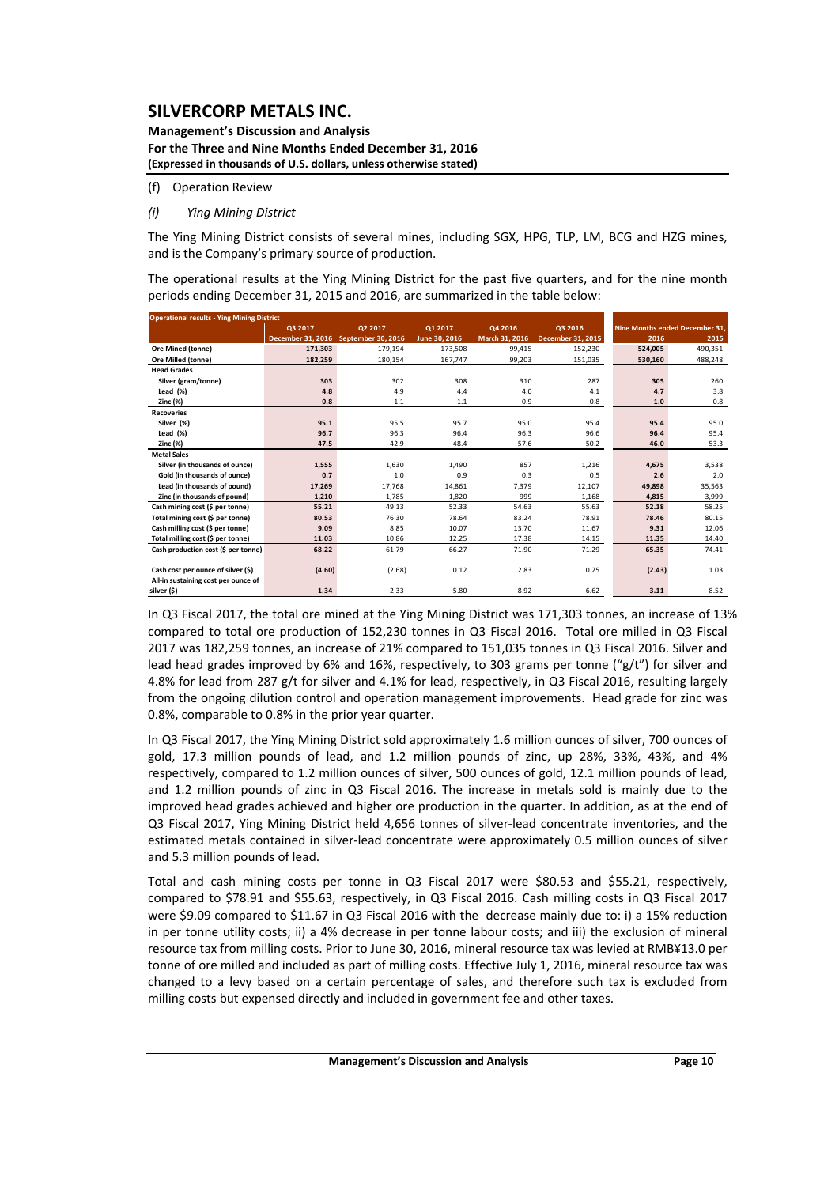(f) Operation Review

*(i) Ying Mining District*

The Ying Mining District consists of several mines, including SGX, HPG, TLP, LM, BCG and HZG mines, and is the Company's primary source of production.

The operational results at the Ying Mining District for the past five quarters, and for the nine month periods ending December 31, 2015 and 2016, are summarized in the table below:

| Operational results - Ying Mining District | Q3 2017 | Q2 2017 | Q1 2017 | Q4 2016 | Q3 2016 | Nine Months ended December 31, | |
|---|---|---|---|---|---|---|---|
| | December 31, 2016 | September 30, 2016 | June 30, 2016 | March 31, 2016 | December 31, 2015 | 2016 | 2015 |
| **Ore Mined (tonne)** | **171,303** | 179,194 | 173,508 | 99,415 | 152,230 | **524,005** | 490,351 |
| **Ore Milled (tonne)** | **182,259** | 180,154 | 167,747 | 99,203 | 151,035 | **530,160** | 488,248 |
| **Head Grades** | | | | | | | |
| Silver (gram/tonne) | **303** | 302 | 308 | 310 | 287 | **305** | 260 |
| Lead (%) | **4.8** | 4.9 | 4.4 | 4.0 | 4.1 | **4.7** | 3.8 |
| Zinc (%) | **0.8** | 1.1 | 1.1 | 0.9 | 0.8 | **1.0** | 0.8 |
| **Recoveries** | | | | | | | |
| Silver (%) | **95.1** | 95.5 | 95.7 | 95.0 | 95.4 | **95.4** | 95.0 |
| Lead (%) | **96.7** | 96.3 | 96.4 | 96.3 | 96.6 | **96.4** | 95.4 |
| Zinc (%) | **47.5** | 42.9 | 48.4 | 57.6 | 50.2 | **46.0** | 53.3 |
| **Metal Sales** | | | | | | | |
| Silver (in thousands of ounce) | **1,555** | 1,630 | 1,490 | 857 | 1,216 | **4,675** | 3,538 |
| Gold (in thousands of ounce) | **0.7** | 1.0 | 0.9 | 0.3 | 0.5 | **2.6** | 2.0 |
| Lead (in thousands of pound) | **17,269** | 17,768 | 14,861 | 7,379 | 12,107 | **49,898** | 35,563 |
| Zinc (in thousands of pound) | **1,210** | 1,785 | 1,820 | 999 | 1,168 | **4,815** | 3,999 |
| **Cash mining cost ($ per tonne)** | **55.21** | 49.13 | 52.33 | 54.63 | 55.63 | **52.18** | 58.25 |
| **Total mining cost ($ per tonne)** | **80.53** | 76.30 | 78.64 | 83.24 | 78.91 | **78.46** | 80.15 |
| **Cash milling cost ($ per tonne)** | **9.09** | 8.85 | 10.07 | 13.70 | 11.67 | **9.31** | 12.06 |
| **Total milling cost ($ per tonne)** | **11.03** | 10.86 | 12.25 | 17.38 | 14.15 | **11.35** | 14.40 |
| **Cash production cost ($ per tonne)** | **68.22** | 61.79 | 66.27 | 71.90 | 71.29 | **65.35** | 74.41 |
| **Cash cost per ounce of silver ($)** | **(4.60)** | (2.68) | 0.12 | 2.83 | 0.25 | **(2.43)** | 1.03 |
| **All-in sustaining cost per ounce of silver ($)** | **1.34** | 2.33 | 5.80 | 8.92 | 6.62 | **3.11** | 8.52 |

In Q3 Fiscal 2017, the total ore mined at the Ying Mining District was 171,303 tonnes, an increase of 13% compared to total ore production of 152,230 tonnes in Q3 Fiscal 2016. Total ore milled in Q3 Fiscal 2017 was 182,259 tonnes, an increase of 21% compared to 151,035 tonnes in Q3 Fiscal 2016. Silver and lead head grades improved by 6% and 16%, respectively, to 303 grams per tonne ("g/t") for silver and 4.8% for lead from 287 g/t for silver and 4.1% for lead, respectively, in Q3 Fiscal 2016, resulting largely from the ongoing dilution control and operation management improvements. Head grade for zinc was 0.8%, comparable to 0.8% in the prior year quarter.

In Q3 Fiscal 2017, the Ying Mining District sold approximately 1.6 million ounces of silver, 700 ounces of gold, 17.3 million pounds of lead, and 1.2 million pounds of zinc, up 28%, 33%, 43%, and 4% respectively, compared to 1.2 million ounces of silver, 500 ounces of gold, 12.1 million pounds of lead, and 1.2 million pounds of zinc in Q3 Fiscal 2016. The increase in metals sold is mainly due to the improved head grades achieved and higher ore production in the quarter. In addition, as at the end of Q3 Fiscal 2017, Ying Mining District held 4,656 tonnes of silver-lead concentrate inventories, and the estimated metals contained in silver-lead concentrate were approximately 0.5 million ounces of silver and 5.3 million pounds of lead.

Total and cash mining costs per tonne in Q3 Fiscal 2017 were $80.53 and $55.21, respectively, compared to $78.91 and $55.63, respectively, in Q3 Fiscal 2016. Cash milling costs in Q3 Fiscal 2017 were $9.09 compared to $11.67 in Q3 Fiscal 2016 with the decrease mainly due to: i) a 15% reduction in per tonne utility costs; ii) a 4% decrease in per tonne labour costs; and iii) the exclusion of mineral resource tax from milling costs. Prior to June 30, 2016, mineral resource tax was levied at RMB¥13.0 per tonne of ore milled and included as part of milling costs. Effective July 1, 2016, mineral resource tax was changed to a levy based on a certain percentage of sales, and therefore such tax is excluded from milling costs but expensed directly and included in government fee and other taxes.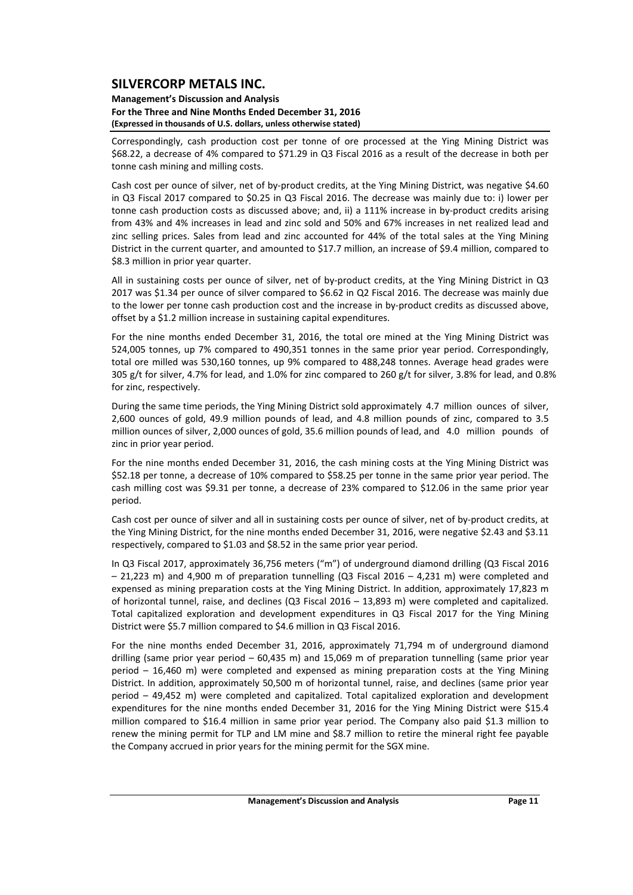Correspondingly, cash production cost per tonne of ore processed at the Ying Mining District was $68.22, a decrease of 4% compared to $71.29 in Q3 Fiscal 2016 as a result of the decrease in both per tonne cash mining and milling costs.

Cash cost per ounce of silver, net of by-product credits, at the Ying Mining District, was negative $4.60 in Q3 Fiscal 2017 compared to $0.25 in Q3 Fiscal 2016. The decrease was mainly due to: i) lower per tonne cash production costs as discussed above; and, ii) a 111% increase in by-product credits arising from 43% and 4% increases in lead and zinc sold and 50% and 67% increases in net realized lead and zinc selling prices. Sales from lead and zinc accounted for 44% of the total sales at the Ying Mining District in the current quarter, and amounted to $17.7 million, an increase of $9.4 million, compared to $8.3 million in prior year quarter.

All in sustaining costs per ounce of silver, net of by-product credits, at the Ying Mining District in Q3 2017 was $1.34 per ounce of silver compared to $6.62 in Q2 Fiscal 2016. The decrease was mainly due to the lower per tonne cash production cost and the increase in by-product credits as discussed above, offset by a $1.2 million increase in sustaining capital expenditures.

For the nine months ended December 31, 2016, the total ore mined at the Ying Mining District was 524,005 tonnes, up 7% compared to 490,351 tonnes in the same prior year period. Correspondingly, total ore milled was 530,160 tonnes, up 9% compared to 488,248 tonnes. Average head grades were 305 g/t for silver, 4.7% for lead, and 1.0% for zinc compared to 260 g/t for silver, 3.8% for lead, and 0.8% for zinc, respectively.

During the same time periods, the Ying Mining District sold approximately 4.7 million ounces of silver, 2,600 ounces of gold, 49.9 million pounds of lead, and 4.8 million pounds of zinc, compared to 3.5 million ounces of silver, 2,000 ounces of gold, 35.6 million pounds of lead, and 4.0 million pounds of zinc in prior year period.

For the nine months ended December 31, 2016, the cash mining costs at the Ying Mining District was $52.18 per tonne, a decrease of 10% compared to $58.25 per tonne in the same prior year period. The cash milling cost was $9.31 per tonne, a decrease of 23% compared to $12.06 in the same prior year period.

Cash cost per ounce of silver and all in sustaining costs per ounce of silver, net of by-product credits, at the Ying Mining District, for the nine months ended December 31, 2016, were negative $2.43 and $3.11 respectively, compared to $1.03 and $8.52 in the same prior year period.

In Q3 Fiscal 2017, approximately 36,756 meters ("m") of underground diamond drilling (Q3 Fiscal 2016 – 21,223 m) and 4,900 m of preparation tunnelling (Q3 Fiscal 2016 – 4,231 m) were completed and expensed as mining preparation costs at the Ying Mining District. In addition, approximately 17,823 m of horizontal tunnel, raise, and declines (Q3 Fiscal 2016 – 13,893 m) were completed and capitalized. Total capitalized exploration and development expenditures in Q3 Fiscal 2017 for the Ying Mining District were $5.7 million compared to $4.6 million in Q3 Fiscal 2016.

For the nine months ended December 31, 2016, approximately 71,794 m of underground diamond drilling (same prior year period – 60,435 m) and 15,069 m of preparation tunnelling (same prior year period – 16,460 m) were completed and expensed as mining preparation costs at the Ying Mining District. In addition, approximately 50,500 m of horizontal tunnel, raise, and declines (same prior year period – 49,452 m) were completed and capitalized. Total capitalized exploration and development expenditures for the nine months ended December 31, 2016 for the Ying Mining District were $15.4 million compared to $16.4 million in same prior year period. The Company also paid $1.3 million to renew the mining permit for TLP and LM mine and $8.7 million to retire the mineral right fee payable the Company accrued in prior years for the mining permit for the SGX mine.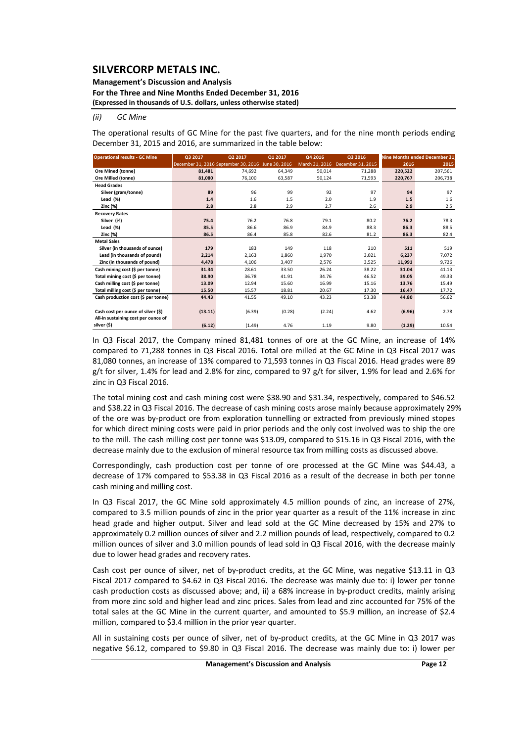*(ii) GC Mine*

The operational results of GC Mine for the past five quarters, and for the nine month periods ending December 31, 2015 and 2016, are summarized in the table below:

| Operational results - GC Mine | Q3 2017 | Q2 2017 | Q1 2017 | Q4 2016 | Q3 2016 | Nine Months ended December 31, | |
|---|---|---|---|---|---|---|---|
| | December 31, 2016 | September 30, 2016 | June 30, 2016 | March 31, 2016 | December 31, 2015 | 2016 | 2015 |
| **Ore Mined (tonne)** | **81,481** | 74,692 | 64,349 | 50,014 | 71,288 | **220,522** | 207,561 |
| **Ore Milled (tonne)** | **81,080** | 76,100 | 63,587 | 50,124 | 71,593 | **220,767** | 206,738 |
| **Head Grades** | | | | | | | |
| Silver (gram/tonne) | **89** | 96 | 99 | 92 | 97 | **94** | 97 |
| Lead (%) | **1.4** | 1.6 | 1.5 | 2.0 | 1.9 | **1.5** | 1.6 |
| Zinc (%) | **2.8** | 2.8 | 2.9 | 2.7 | 2.6 | **2.9** | 2.5 |
| **Recovery Rates** | | | | | | | |
| Silver (%) | **75.4** | 76.2 | 76.8 | 79.1 | 80.2 | **76.2** | 78.3 |
| Lead (%) | **85.5** | 86.6 | 86.9 | 84.9 | 88.3 | **86.3** | 88.5 |
| Zinc (%) | **86.5** | 86.4 | 85.8 | 82.6 | 81.2 | **86.3** | 82.4 |
| **Metal Sales** | | | | | | | |
| Silver (in thousands of ounce) | **179** | 183 | 149 | 118 | 210 | **511** | 519 |
| Lead (in thousands of pound) | **2,214** | 2,163 | 1,860 | 1,970 | 3,021 | **6,237** | 7,072 |
| Zinc (in thousands of pound) | **4,478** | 4,106 | 3,407 | 2,576 | 3,525 | **11,991** | 9,726 |
| **Cash mining cost ($ per tonne)** | **31.34** | 28.61 | 33.50 | 26.24 | 38.22 | **31.04** | 41.13 |
| **Total mining cost ($ per tonne)** | **38.90** | 36.78 | 41.91 | 34.76 | 46.52 | **39.05** | 49.33 |
| **Cash milling cost ($ per tonne)** | **13.09** | 12.94 | 15.60 | 16.99 | 15.16 | **13.76** | 15.49 |
| **Total milling cost ($ per tonne)** | **15.50** | 15.57 | 18.81 | 20.67 | 17.30 | **16.47** | 17.72 |
| **Cash production cost ($ per tonne)** | **44.43** | 41.55 | 49.10 | 43.23 | 53.38 | **44.80** | 56.62 |
| **Cash cost per ounce of silver ($)** | **(13.11)** | (6.39) | (0.28) | (2.24) | 4.62 | **(6.96)** | 2.78 |
| **All-in sustaining cost per ounce of silver ($)** | **(6.12)** | (1.49) | 4.76 | 1.19 | 9.80 | **(1.29)** | 10.54 |

In Q3 Fiscal 2017, the Company mined 81,481 tonnes of ore at the GC Mine, an increase of 14% compared to 71,288 tonnes in Q3 Fiscal 2016. Total ore milled at the GC Mine in Q3 Fiscal 2017 was 81,080 tonnes, an increase of 13% compared to 71,593 tonnes in Q3 Fiscal 2016. Head grades were 89 g/t for silver, 1.4% for lead and 2.8% for zinc, compared to 97 g/t for silver, 1.9% for lead and 2.6% for zinc in Q3 Fiscal 2016.

The total mining cost and cash mining cost were $38.90 and $31.34, respectively, compared to $46.52 and $38.22 in Q3 Fiscal 2016. The decrease of cash mining costs arose mainly because approximately 29% of the ore was by-product ore from exploration tunnelling or extracted from previously mined stopes for which direct mining costs were paid in prior periods and the only cost involved was to ship the ore to the mill. The cash milling cost per tonne was $13.09, compared to $15.16 in Q3 Fiscal 2016, with the decrease mainly due to the exclusion of mineral resource tax from milling costs as discussed above.

Correspondingly, cash production cost per tonne of ore processed at the GC Mine was $44.43, a decrease of 17% compared to $53.38 in Q3 Fiscal 2016 as a result of the decrease in both per tonne cash mining and milling cost.

In Q3 Fiscal 2017, the GC Mine sold approximately 4.5 million pounds of zinc, an increase of 27%, compared to 3.5 million pounds of zinc in the prior year quarter as a result of the 11% increase in zinc head grade and higher output. Silver and lead sold at the GC Mine decreased by 15% and 27% to approximately 0.2 million ounces of silver and 2.2 million pounds of lead, respectively, compared to 0.2 million ounces of silver and 3.0 million pounds of lead sold in Q3 Fiscal 2016, with the decrease mainly due to lower head grades and recovery rates.

Cash cost per ounce of silver, net of by-product credits, at the GC Mine, was negative $13.11 in Q3 Fiscal 2017 compared to $4.62 in Q3 Fiscal 2016. The decrease was mainly due to: i) lower per tonne cash production costs as discussed above; and, ii) a 68% increase in by-product credits, mainly arising from more zinc sold and higher lead and zinc prices. Sales from lead and zinc accounted for 75% of the total sales at the GC Mine in the current quarter, and amounted to $5.9 million, an increase of $2.4 million, compared to $3.4 million in the prior year quarter.

All in sustaining costs per ounce of silver, net of by-product credits, at the GC Mine in Q3 2017 was negative $6.12, compared to $9.80 in Q3 Fiscal 2016. The decrease was mainly due to: i) lower per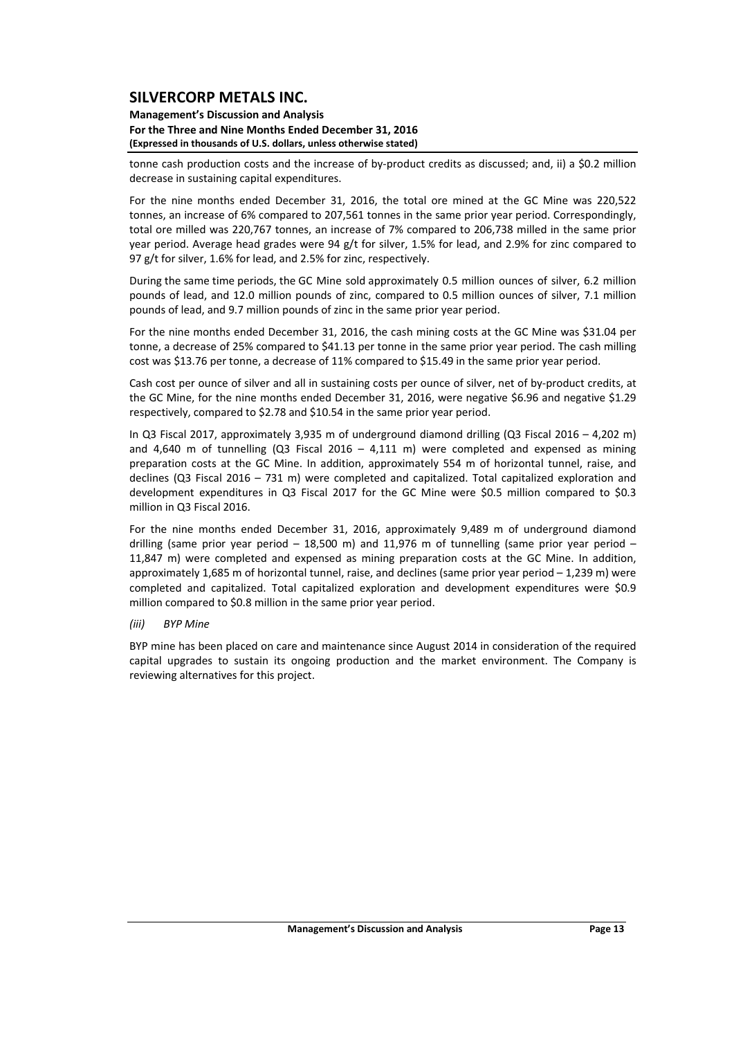tonne cash production costs and the increase of by-product credits as discussed; and, ii) a $0.2 million decrease in sustaining capital expenditures.

For the nine months ended December 31, 2016, the total ore mined at the GC Mine was 220,522 tonnes, an increase of 6% compared to 207,561 tonnes in the same prior year period. Correspondingly, total ore milled was 220,767 tonnes, an increase of 7% compared to 206,738 milled in the same prior year period. Average head grades were 94 g/t for silver, 1.5% for lead, and 2.9% for zinc compared to 97 g/t for silver, 1.6% for lead, and 2.5% for zinc, respectively.

During the same time periods, the GC Mine sold approximately 0.5 million ounces of silver, 6.2 million pounds of lead, and 12.0 million pounds of zinc, compared to 0.5 million ounces of silver, 7.1 million pounds of lead, and 9.7 million pounds of zinc in the same prior year period.

For the nine months ended December 31, 2016, the cash mining costs at the GC Mine was $31.04 per tonne, a decrease of 25% compared to $41.13 per tonne in the same prior year period. The cash milling cost was $13.76 per tonne, a decrease of 11% compared to $15.49 in the same prior year period.

Cash cost per ounce of silver and all in sustaining costs per ounce of silver, net of by-product credits, at the GC Mine, for the nine months ended December 31, 2016, were negative $6.96 and negative $1.29 respectively, compared to $2.78 and $10.54 in the same prior year period.

In Q3 Fiscal 2017, approximately 3,935 m of underground diamond drilling (Q3 Fiscal 2016 – 4,202 m) and 4,640 m of tunnelling (Q3 Fiscal 2016 – 4,111 m) were completed and expensed as mining preparation costs at the GC Mine. In addition, approximately 554 m of horizontal tunnel, raise, and declines (Q3 Fiscal 2016 – 731 m) were completed and capitalized. Total capitalized exploration and development expenditures in Q3 Fiscal 2017 for the GC Mine were $0.5 million compared to $0.3 million in Q3 Fiscal 2016.

For the nine months ended December 31, 2016, approximately 9,489 m of underground diamond drilling (same prior year period – 18,500 m) and 11,976 m of tunnelling (same prior year period – 11,847 m) were completed and expensed as mining preparation costs at the GC Mine. In addition, approximately 1,685 m of horizontal tunnel, raise, and declines (same prior year period – 1,239 m) were completed and capitalized. Total capitalized exploration and development expenditures were $0.9 million compared to $0.8 million in the same prior year period.

*(iii) BYP Mine*

BYP mine has been placed on care and maintenance since August 2014 in consideration of the required capital upgrades to sustain its ongoing production and the market environment. The Company is reviewing alternatives for this project.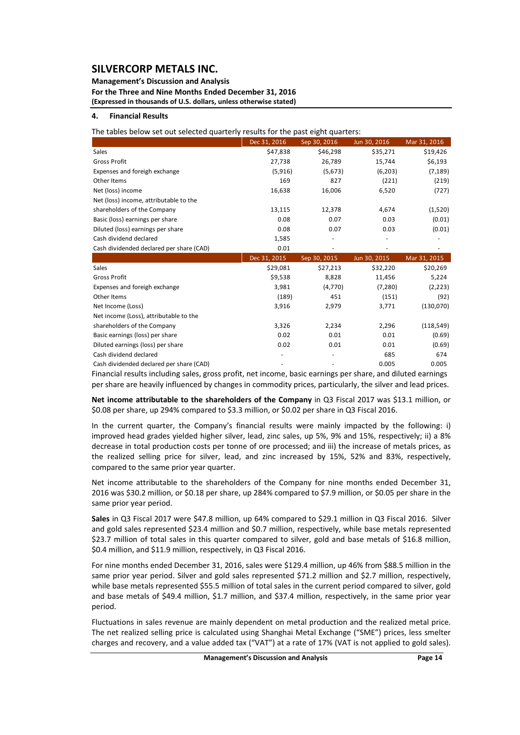## 4. Financial Results

The tables below set out selected quarterly results for the past eight quarters:

| | Dec 31, 2016 | Sep 30, 2016 | Jun 30, 2016 | Mar 31, 2016 |
|---|---|---|---|---|
| Sales | $47,838 | $46,298 | $35,271 | $19,426 |
| Gross Profit | 27,738 | 26,789 | 15,744 | $6,193 |
| Expenses and foreign exchange | (5,916) | (5,673) | (6,203) | (7,189) |
| Other Items | 169 | 827 | (221) | (219) |
| Net (loss) income | 16,638 | 16,006 | 6,520 | (727) |
| Net (loss) income, attributable to the shareholders of the Company | 13,115 | 12,378 | 4,674 | (1,520) |
| Basic (loss) earnings per share | 0.08 | 0.07 | 0.03 | (0.01) |
| Diluted (loss) earnings per share | 0.08 | 0.07 | 0.03 | (0.01) |
| Cash dividend declared | 1,585 | - | - | - |
| Cash dividended declared per share (CAD) | 0.01 | - | - | - |
| | **Dec 31, 2015** | **Sep 30, 2015** | **Jun 30, 2015** | **Mar 31, 2015** |
| Sales | $29,081 | $27,213 | $32,220 | $20,269 |
| Gross Profit | $9,538 | 8,828 | 11,456 | 5,224 |
| Expenses and foreign exchange | 3,981 | (4,770) | (7,280) | (2,223) |
| Other Items | (189) | 451 | (151) | (92) |
| Net Income (Loss) | 3,916 | 2,979 | 3,771 | (130,070) |
| Net income (Loss), attributable to the shareholders of the Company | 3,326 | 2,234 | 2,296 | (118,549) |
| Basic earnings (loss) per share | 0.02 | 0.01 | 0.01 | (0.69) |
| Diluted earnings (loss) per share | 0.02 | 0.01 | 0.01 | (0.69) |
| Cash dividend declared | - | - | 685 | 674 |
| Cash dividended declared per share (CAD) | - | - | 0.005 | 0.005 |

Financial results including sales, gross profit, net income, basic earnings per share, and diluted earnings per share are heavily influenced by changes in commodity prices, particularly, the silver and lead prices.

**Net income attributable to the shareholders of the Company** in Q3 Fiscal 2017 was $13.1 million, or $0.08 per share, up 294% compared to $3.3 million, or $0.02 per share in Q3 Fiscal 2016.

In the current quarter, the Company's financial results were mainly impacted by the following: i) improved head grades yielded higher silver, lead, zinc sales, up 5%, 9% and 15%, respectively; ii) a 8% decrease in total production costs per tonne of ore processed; and iii) the increase of metals prices, as the realized selling price for silver, lead, and zinc increased by 15%, 52% and 83%, respectively, compared to the same prior year quarter.

Net income attributable to the shareholders of the Company for nine months ended December 31, 2016 was $30.2 million, or $0.18 per share, up 284% compared to $7.9 million, or $0.05 per share in the same prior year period.

**Sales** in Q3 Fiscal 2017 were $47.8 million, up 64% compared to $29.1 million in Q3 Fiscal 2016. Silver and gold sales represented $23.4 million and $0.7 million, respectively, while base metals represented $23.7 million of total sales in this quarter compared to silver, gold and base metals of $16.8 million, $0.4 million, and $11.9 million, respectively, in Q3 Fiscal 2016.

For nine months ended December 31, 2016, sales were $129.4 million, up 46% from $88.5 million in the same prior year period. Silver and gold sales represented $71.2 million and $2.7 million, respectively, while base metals represented $55.5 million of total sales in the current period compared to silver, gold and base metals of $49.4 million, $1.7 million, and $37.4 million, respectively, in the same prior year period.

Fluctuations in sales revenue are mainly dependent on metal production and the realized metal price. The net realized selling price is calculated using Shanghai Metal Exchange ("SME") prices, less smelter charges and recovery, and a value added tax ("VAT") at a rate of 17% (VAT is not applied to gold sales).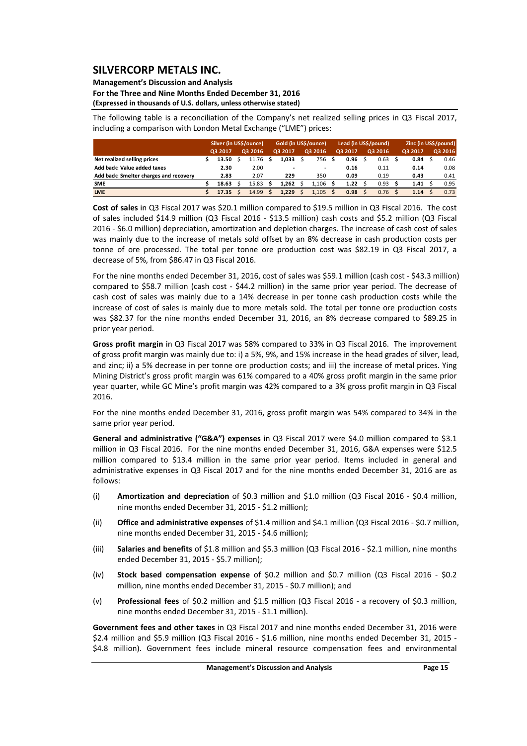The following table is a reconciliation of the Company's net realized selling prices in Q3 Fiscal 2017, including a comparison with London Metal Exchange ("LME") prices:

| | Silver (in US$/ounce) | | Gold (in US$/ounce) | | Lead (in US$/pound) | | Zinc (in US$/pound) | |
|---|---|---|---|---|---|---|---|---|
| | Q3 2017 | Q3 2016 | Q3 2017 | Q3 2016 | Q3 2017 | Q3 2016 | Q3 2017 | Q3 2016 |
| **Net realized selling prices** | $ **13.50** | $ 11.76 | $ **1,033** | $ 756 | $ **0.96** | $ 0.63 | $ **0.84** | $ 0.46 |
| **Add back: Value added taxes** | **2.30** | 2.00 | **-** | - | **0.16** | 0.11 | **0.14** | 0.08 |
| **Add back: Smelter charges and recovery** | **2.83** | 2.07 | **229** | 350 | **0.09** | 0.19 | **0.43** | 0.41 |
| **SME** | $ **18.63** | $ 15.83 | $ **1,262** | $ 1,106 | $ **1.22** | $ 0.93 | $ **1.41** | $ 0.95 |
| **LME** | $ **17.35** | $ 14.99 | $ **1,229** | $ 1,105 | $ **0.98** | $ 0.76 | $ **1.14** | $ 0.73 |

**Cost of sales** in Q3 Fiscal 2017 was $20.1 million compared to $19.5 million in Q3 Fiscal 2016. The cost of sales included $14.9 million (Q3 Fiscal 2016 - $13.5 million) cash costs and $5.2 million (Q3 Fiscal 2016 - $6.0 million) depreciation, amortization and depletion charges. The increase of cash cost of sales was mainly due to the increase of metals sold offset by an 8% decrease in cash production costs per tonne of ore processed. The total per tonne ore production cost was $82.19 in Q3 Fiscal 2017, a decrease of 5%, from $86.47 in Q3 Fiscal 2016.

For the nine months ended December 31, 2016, cost of sales was $59.1 million (cash cost - $43.3 million) compared to $58.7 million (cash cost - $44.2 million) in the same prior year period. The decrease of cash cost of sales was mainly due to a 14% decrease in per tonne cash production costs while the increase of cost of sales is mainly due to more metals sold. The total per tonne ore production costs was $82.37 for the nine months ended December 31, 2016, an 8% decrease compared to $89.25 in prior year period.

**Gross profit margin** in Q3 Fiscal 2017 was 58% compared to 33% in Q3 Fiscal 2016. The improvement of gross profit margin was mainly due to: i) a 5%, 9%, and 15% increase in the head grades of silver, lead, and zinc; ii) a 5% decrease in per tonne ore production costs; and iii) the increase of metal prices. Ying Mining District's gross profit margin was 61% compared to a 40% gross profit margin in the same prior year quarter, while GC Mine's profit margin was 42% compared to a 3% gross profit margin in Q3 Fiscal 2016.

For the nine months ended December 31, 2016, gross profit margin was 54% compared to 34% in the same prior year period.

**General and administrative ("G&A") expenses** in Q3 Fiscal 2017 were $4.0 million compared to $3.1 million in Q3 Fiscal 2016. For the nine months ended December 31, 2016, G&A expenses were $12.5 million compared to $13.4 million in the same prior year period. Items included in general and administrative expenses in Q3 Fiscal 2017 and for the nine months ended December 31, 2016 are as follows:

(i) **Amortization and depreciation** of $0.3 million and $1.0 million (Q3 Fiscal 2016 - $0.4 million, nine months ended December 31, 2015 - $1.2 million);

(ii) **Office and administrative expenses** of $1.4 million and $4.1 million (Q3 Fiscal 2016 - $0.7 million, nine months ended December 31, 2015 - $4.6 million);

(iii) **Salaries and benefits** of $1.8 million and $5.3 million (Q3 Fiscal 2016 - $2.1 million, nine months ended December 31, 2015 - $5.7 million);

(iv) **Stock based compensation expense** of $0.2 million and $0.7 million (Q3 Fiscal 2016 - $0.2 million, nine months ended December 31, 2015 - $0.7 million); and

(v) **Professional fees** of $0.2 million and $1.5 million (Q3 Fiscal 2016 - a recovery of $0.3 million, nine months ended December 31, 2015 - $1.1 million).

**Government fees and other taxes** in Q3 Fiscal 2017 and nine months ended December 31, 2016 were $2.4 million and $5.9 million (Q3 Fiscal 2016 - $1.6 million, nine months ended December 31, 2015 - $4.8 million). Government fees include mineral resource compensation fees and environmental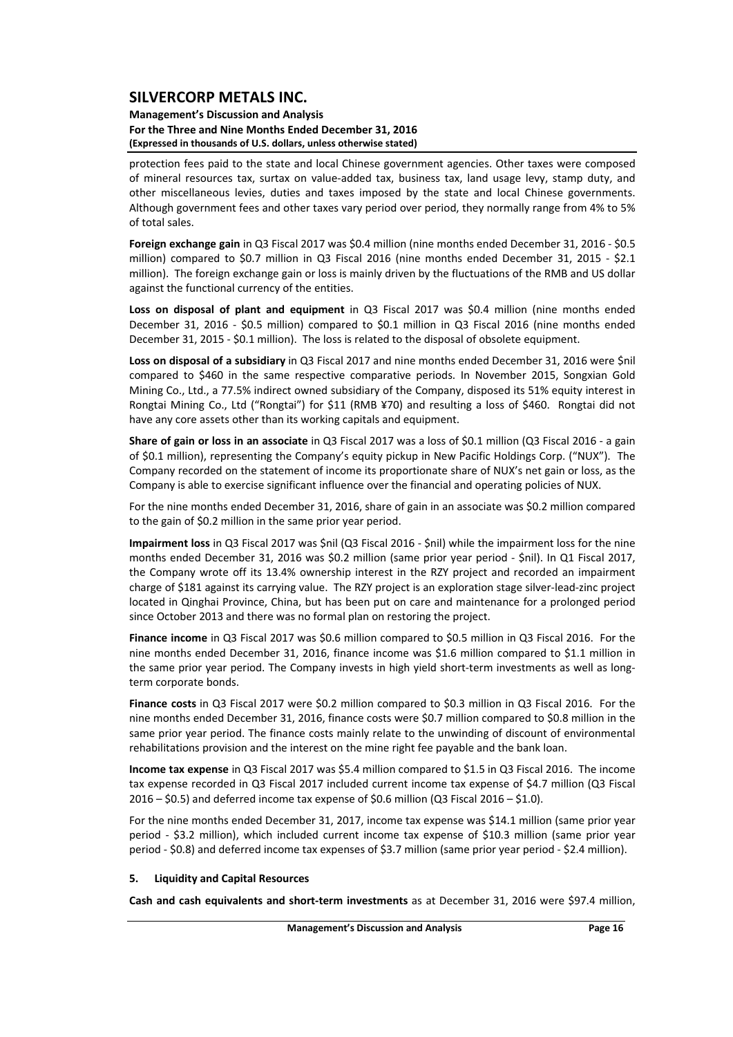protection fees paid to the state and local Chinese government agencies. Other taxes were composed of mineral resources tax, surtax on value-added tax, business tax, land usage levy, stamp duty, and other miscellaneous levies, duties and taxes imposed by the state and local Chinese governments. Although government fees and other taxes vary period over period, they normally range from 4% to 5% of total sales.

**Foreign exchange gain** in Q3 Fiscal 2017 was $0.4 million (nine months ended December 31, 2016 - $0.5 million) compared to $0.7 million in Q3 Fiscal 2016 (nine months ended December 31, 2015 - $2.1 million). The foreign exchange gain or loss is mainly driven by the fluctuations of the RMB and US dollar against the functional currency of the entities.

**Loss on disposal of plant and equipment** in Q3 Fiscal 2017 was $0.4 million (nine months ended December 31, 2016 - $0.5 million) compared to $0.1 million in Q3 Fiscal 2016 (nine months ended December 31, 2015 - $0.1 million). The loss is related to the disposal of obsolete equipment.

**Loss on disposal of a subsidiary** in Q3 Fiscal 2017 and nine months ended December 31, 2016 were $nil compared to $460 in the same respective comparative periods. In November 2015, Songxian Gold Mining Co., Ltd., a 77.5% indirect owned subsidiary of the Company, disposed its 51% equity interest in Rongtai Mining Co., Ltd ("Rongtai") for $11 (RMB ¥70) and resulting a loss of $460. Rongtai did not have any core assets other than its working capitals and equipment.

**Share of gain or loss in an associate** in Q3 Fiscal 2017 was a loss of $0.1 million (Q3 Fiscal 2016 - a gain of $0.1 million), representing the Company's equity pickup in New Pacific Holdings Corp. ("NUX"). The Company recorded on the statement of income its proportionate share of NUX's net gain or loss, as the Company is able to exercise significant influence over the financial and operating policies of NUX.

For the nine months ended December 31, 2016, share of gain in an associate was $0.2 million compared to the gain of $0.2 million in the same prior year period.

**Impairment loss** in Q3 Fiscal 2017 was $nil (Q3 Fiscal 2016 - $nil) while the impairment loss for the nine months ended December 31, 2016 was $0.2 million (same prior year period - $nil). In Q1 Fiscal 2017, the Company wrote off its 13.4% ownership interest in the RZY project and recorded an impairment charge of $181 against its carrying value. The RZY project is an exploration stage silver-lead-zinc project located in Qinghai Province, China, but has been put on care and maintenance for a prolonged period since October 2013 and there was no formal plan on restoring the project.

**Finance income** in Q3 Fiscal 2017 was $0.6 million compared to $0.5 million in Q3 Fiscal 2016. For the nine months ended December 31, 2016, finance income was $1.6 million compared to $1.1 million in the same prior year period. The Company invests in high yield short-term investments as well as long-term corporate bonds.

**Finance costs** in Q3 Fiscal 2017 were $0.2 million compared to $0.3 million in Q3 Fiscal 2016. For the nine months ended December 31, 2016, finance costs were $0.7 million compared to $0.8 million in the same prior year period. The finance costs mainly relate to the unwinding of discount of environmental rehabilitations provision and the interest on the mine right fee payable and the bank loan.

**Income tax expense** in Q3 Fiscal 2017 was $5.4 million compared to $1.5 in Q3 Fiscal 2016. The income tax expense recorded in Q3 Fiscal 2017 included current income tax expense of $4.7 million (Q3 Fiscal 2016 – $0.5) and deferred income tax expense of $0.6 million (Q3 Fiscal 2016 – $1.0).

For the nine months ended December 31, 2017, income tax expense was $14.1 million (same prior year period - $3.2 million), which included current income tax expense of $10.3 million (same prior year period - $0.8) and deferred income tax expenses of $3.7 million (same prior year period - $2.4 million).

## 5. Liquidity and Capital Resources

**Cash and cash equivalents and short-term investments** as at December 31, 2016 were $97.4 million,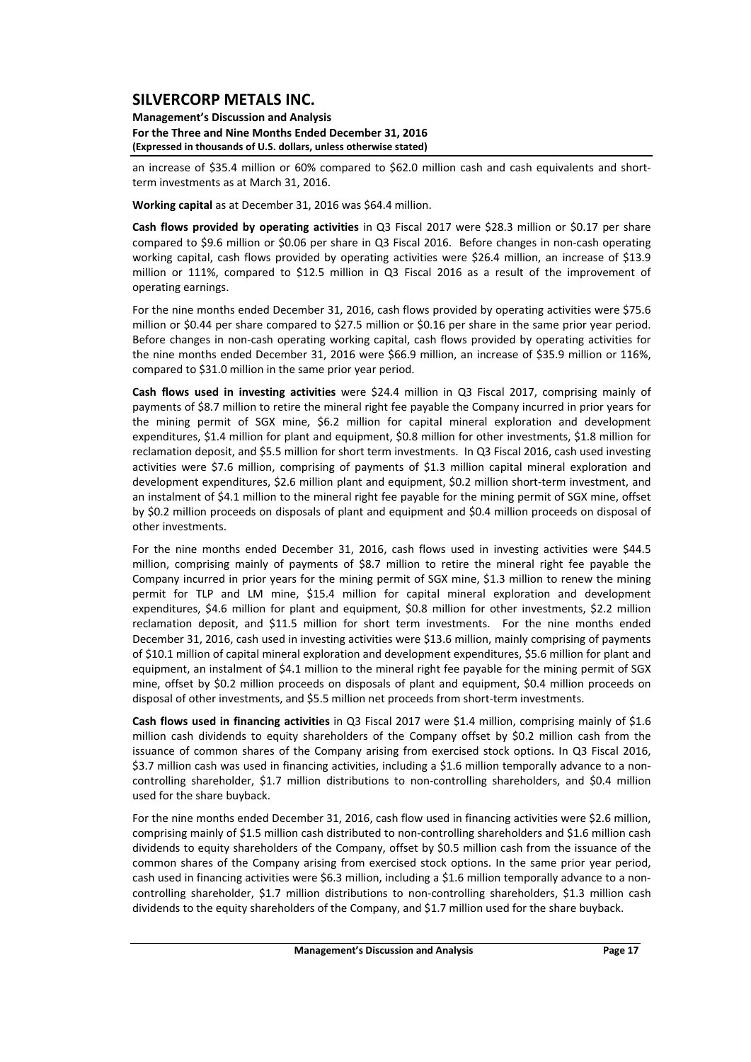an increase of $35.4 million or 60% compared to $62.0 million cash and cash equivalents and short-term investments as at March 31, 2016.

**Working capital** as at December 31, 2016 was $64.4 million.

**Cash flows provided by operating activities** in Q3 Fiscal 2017 were $28.3 million or $0.17 per share compared to $9.6 million or $0.06 per share in Q3 Fiscal 2016. Before changes in non-cash operating working capital, cash flows provided by operating activities were $26.4 million, an increase of $13.9 million or 111%, compared to $12.5 million in Q3 Fiscal 2016 as a result of the improvement of operating earnings.

For the nine months ended December 31, 2016, cash flows provided by operating activities were $75.6 million or $0.44 per share compared to $27.5 million or $0.16 per share in the same prior year period. Before changes in non-cash operating working capital, cash flows provided by operating activities for the nine months ended December 31, 2016 were $66.9 million, an increase of $35.9 million or 116%, compared to $31.0 million in the same prior year period.

**Cash flows used in investing activities** were $24.4 million in Q3 Fiscal 2017, comprising mainly of payments of $8.7 million to retire the mineral right fee payable the Company incurred in prior years for the mining permit of SGX mine, $6.2 million for capital mineral exploration and development expenditures, $1.4 million for plant and equipment, $0.8 million for other investments, $1.8 million for reclamation deposit, and $5.5 million for short term investments. In Q3 Fiscal 2016, cash used investing activities were $7.6 million, comprising of payments of $1.3 million capital mineral exploration and development expenditures, $2.6 million plant and equipment, $0.2 million short-term investment, and an instalment of $4.1 million to the mineral right fee payable for the mining permit of SGX mine, offset by $0.2 million proceeds on disposals of plant and equipment and $0.4 million proceeds on disposal of other investments.

For the nine months ended December 31, 2016, cash flows used in investing activities were $44.5 million, comprising mainly of payments of $8.7 million to retire the mineral right fee payable the Company incurred in prior years for the mining permit of SGX mine, $1.3 million to renew the mining permit for TLP and LM mine, $15.4 million for capital mineral exploration and development expenditures, $4.6 million for plant and equipment, $0.8 million for other investments, $2.2 million reclamation deposit, and $11.5 million for short term investments. For the nine months ended December 31, 2016, cash used in investing activities were $13.6 million, mainly comprising of payments of $10.1 million of capital mineral exploration and development expenditures, $5.6 million for plant and equipment, an instalment of $4.1 million to the mineral right fee payable for the mining permit of SGX mine, offset by $0.2 million proceeds on disposals of plant and equipment, $0.4 million proceeds on disposal of other investments, and $5.5 million net proceeds from short-term investments.

**Cash flows used in financing activities** in Q3 Fiscal 2017 were $1.4 million, comprising mainly of $1.6 million cash dividends to equity shareholders of the Company offset by $0.2 million cash from the issuance of common shares of the Company arising from exercised stock options. In Q3 Fiscal 2016, $3.7 million cash was used in financing activities, including a $1.6 million temporally advance to a non-controlling shareholder, $1.7 million distributions to non-controlling shareholders, and $0.4 million used for the share buyback.

For the nine months ended December 31, 2016, cash flow used in financing activities were $2.6 million, comprising mainly of $1.5 million cash distributed to non-controlling shareholders and $1.6 million cash dividends to equity shareholders of the Company, offset by $0.5 million cash from the issuance of the common shares of the Company arising from exercised stock options. In the same prior year period, cash used in financing activities were $6.3 million, including a $1.6 million temporally advance to a non-controlling shareholder, $1.7 million distributions to non-controlling shareholders, $1.3 million cash dividends to the equity shareholders of the Company, and $1.7 million used for the share buyback.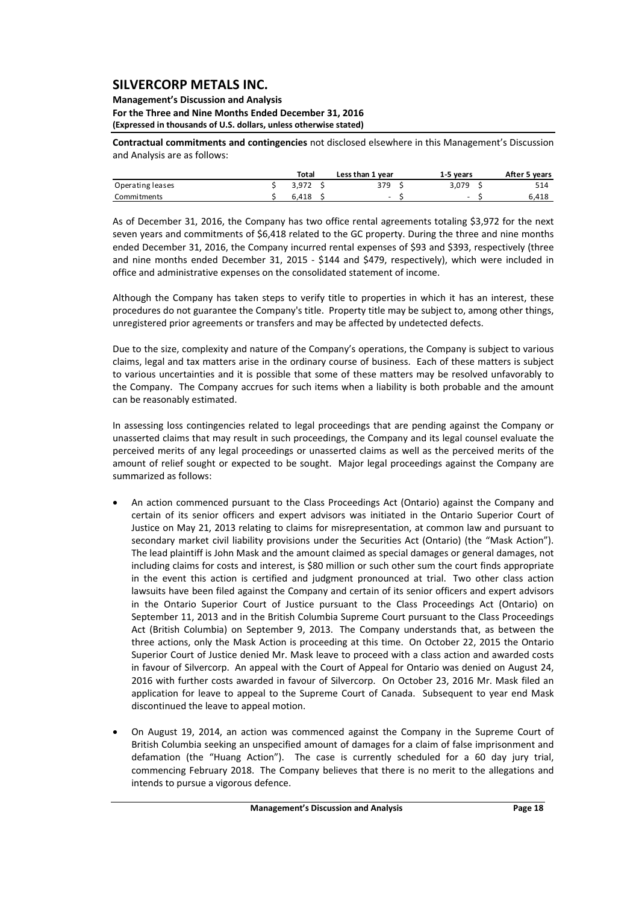**Contractual commitments and contingencies** not disclosed elsewhere in this Management's Discussion and Analysis are as follows:

| | Total | Less than 1 year | 1-5 years | After 5 years |
|---|---|---|---|---|
| Operating leases | $ 3,972 | $ 379 | $ 3,079 | $ 514 |
| Commitments | $ 6,418 | $ - | $ - | $ 6,418 |

As of December 31, 2016, the Company has two office rental agreements totaling $3,972 for the next seven years and commitments of $6,418 related to the GC property. During the three and nine months ended December 31, 2016, the Company incurred rental expenses of $93 and $393, respectively (three and nine months ended December 31, 2015 - $144 and $479, respectively), which were included in office and administrative expenses on the consolidated statement of income.

Although the Company has taken steps to verify title to properties in which it has an interest, these procedures do not guarantee the Company's title. Property title may be subject to, among other things, unregistered prior agreements or transfers and may be affected by undetected defects.

Due to the size, complexity and nature of the Company's operations, the Company is subject to various claims, legal and tax matters arise in the ordinary course of business. Each of these matters is subject to various uncertainties and it is possible that some of these matters may be resolved unfavorably to the Company. The Company accrues for such items when a liability is both probable and the amount can be reasonably estimated.

In assessing loss contingencies related to legal proceedings that are pending against the Company or unasserted claims that may result in such proceedings, the Company and its legal counsel evaluate the perceived merits of any legal proceedings or unasserted claims as well as the perceived merits of the amount of relief sought or expected to be sought. Major legal proceedings against the Company are summarized as follows:

- An action commenced pursuant to the Class Proceedings Act (Ontario) against the Company and certain of its senior officers and expert advisors was initiated in the Ontario Superior Court of Justice on May 21, 2013 relating to claims for misrepresentation, at common law and pursuant to secondary market civil liability provisions under the Securities Act (Ontario) (the "Mask Action"). The lead plaintiff is John Mask and the amount claimed as special damages or general damages, not including claims for costs and interest, is $80 million or such other sum the court finds appropriate in the event this action is certified and judgment pronounced at trial. Two other class action lawsuits have been filed against the Company and certain of its senior officers and expert advisors in the Ontario Superior Court of Justice pursuant to the Class Proceedings Act (Ontario) on September 11, 2013 and in the British Columbia Supreme Court pursuant to the Class Proceedings Act (British Columbia) on September 9, 2013. The Company understands that, as between the three actions, only the Mask Action is proceeding at this time. On October 22, 2015 the Ontario Superior Court of Justice denied Mr. Mask leave to proceed with a class action and awarded costs in favour of Silvercorp. An appeal with the Court of Appeal for Ontario was denied on August 24, 2016 with further costs awarded in favour of Silvercorp. On October 23, 2016 Mr. Mask filed an application for leave to appeal to the Supreme Court of Canada. Subsequent to year end Mask discontinued the leave to appeal motion.

- On August 19, 2014, an action was commenced against the Company in the Supreme Court of British Columbia seeking an unspecified amount of damages for a claim of false imprisonment and defamation (the "Huang Action"). The case is currently scheduled for a 60 day jury trial, commencing February 2018. The Company believes that there is no merit to the allegations and intends to pursue a vigorous defence.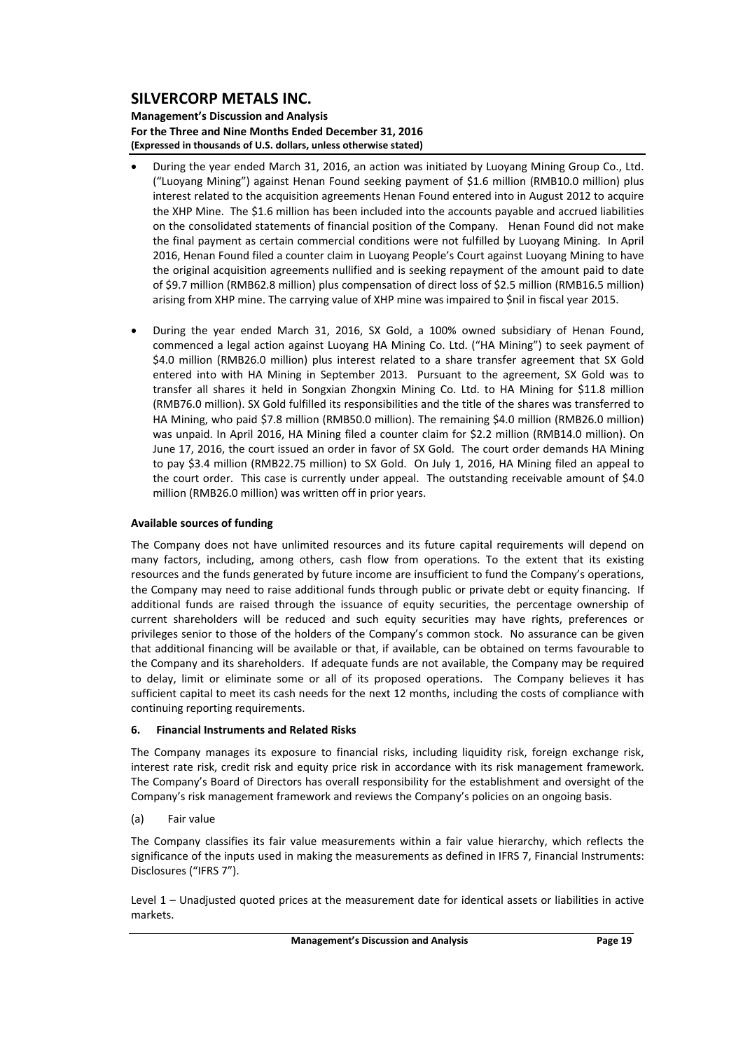- During the year ended March 31, 2016, an action was initiated by Luoyang Mining Group Co., Ltd. ("Luoyang Mining") against Henan Found seeking payment of $1.6 million (RMB10.0 million) plus interest related to the acquisition agreements Henan Found entered into in August 2012 to acquire the XHP Mine. The $1.6 million has been included into the accounts payable and accrued liabilities on the consolidated statements of financial position of the Company. Henan Found did not make the final payment as certain commercial conditions were not fulfilled by Luoyang Mining. In April 2016, Henan Found filed a counter claim in Luoyang People's Court against Luoyang Mining to have the original acquisition agreements nullified and is seeking repayment of the amount paid to date of $9.7 million (RMB62.8 million) plus compensation of direct loss of $2.5 million (RMB16.5 million) arising from XHP mine. The carrying value of XHP mine was impaired to $nil in fiscal year 2015.

- During the year ended March 31, 2016, SX Gold, a 100% owned subsidiary of Henan Found, commenced a legal action against Luoyang HA Mining Co. Ltd. ("HA Mining") to seek payment of $4.0 million (RMB26.0 million) plus interest related to a share transfer agreement that SX Gold entered into with HA Mining in September 2013. Pursuant to the agreement, SX Gold was to transfer all shares it held in Songxian Zhongxin Mining Co. Ltd. to HA Mining for $11.8 million (RMB76.0 million). SX Gold fulfilled its responsibilities and the title of the shares was transferred to HA Mining, who paid $7.8 million (RMB50.0 million). The remaining $4.0 million (RMB26.0 million) was unpaid. In April 2016, HA Mining filed a counter claim for $2.2 million (RMB14.0 million). On June 17, 2016, the court issued an order in favor of SX Gold. The court order demands HA Mining to pay $3.4 million (RMB22.75 million) to SX Gold. On July 1, 2016, HA Mining filed an appeal to the court order. This case is currently under appeal. The outstanding receivable amount of $4.0 million (RMB26.0 million) was written off in prior years.

**Available sources of funding**

The Company does not have unlimited resources and its future capital requirements will depend on many factors, including, among others, cash flow from operations. To the extent that its existing resources and the funds generated by future income are insufficient to fund the Company's operations, the Company may need to raise additional funds through public or private debt or equity financing. If additional funds are raised through the issuance of equity securities, the percentage ownership of current shareholders will be reduced and such equity securities may have rights, preferences or privileges senior to those of the holders of the Company's common stock. No assurance can be given that additional financing will be available or that, if available, can be obtained on terms favourable to the Company and its shareholders. If adequate funds are not available, the Company may be required to delay, limit or eliminate some or all of its proposed operations. The Company believes it has sufficient capital to meet its cash needs for the next 12 months, including the costs of compliance with continuing reporting requirements.

## 6. Financial Instruments and Related Risks

The Company manages its exposure to financial risks, including liquidity risk, foreign exchange risk, interest rate risk, credit risk and equity price risk in accordance with its risk management framework. The Company's Board of Directors has overall responsibility for the establishment and oversight of the Company's risk management framework and reviews the Company's policies on an ongoing basis.

(a) Fair value

The Company classifies its fair value measurements within a fair value hierarchy, which reflects the significance of the inputs used in making the measurements as defined in IFRS 7, Financial Instruments: Disclosures ("IFRS 7").

Level 1 – Unadjusted quoted prices at the measurement date for identical assets or liabilities in active markets.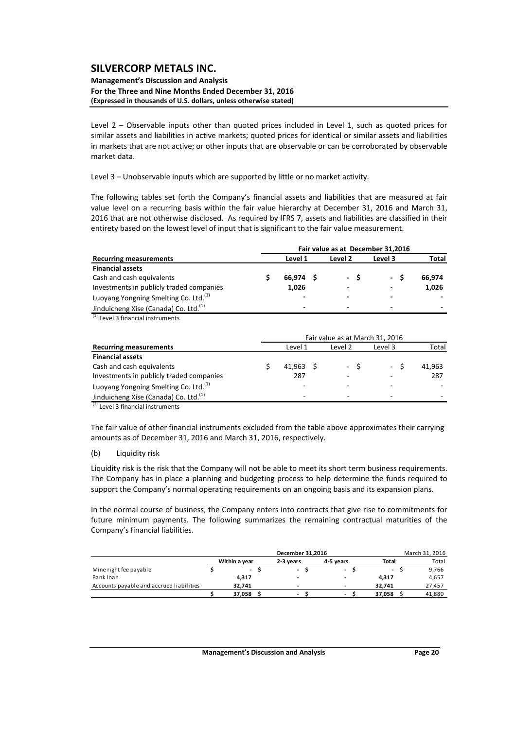Level 2 – Observable inputs other than quoted prices included in Level 1, such as quoted prices for similar assets and liabilities in active markets; quoted prices for identical or similar assets and liabilities in markets that are not active; or other inputs that are observable or can be corroborated by observable market data.

Level 3 – Unobservable inputs which are supported by little or no market activity.

The following tables set forth the Company's financial assets and liabilities that are measured at fair value level on a recurring basis within the fair value hierarchy at December 31, 2016 and March 31, 2016 that are not otherwise disclosed. As required by IFRS 7, assets and liabilities are classified in their entirety based on the lowest level of input that is significant to the fair value measurement.

| | Fair value as at December 31,2016 | | | |
|---|---|---|---|---|
| **Recurring measurements** | **Level 1** | **Level 2** | **Level 3** | **Total** |
| **Financial assets** | | | | |
| Cash and cash equivalents | **$ 66,974** | **$ -** | **$ -** | **$ 66,974** |
| Investments in publicly traded companies | **1,026** | **-** | **-** | **1,026** |
| Luoyang Yongning Smelting Co. Ltd.[(1)] | **-** | **-** | **-** | **-** |
| Jinduicheng Xise (Canada) Co. Ltd.[(1)] | **-** | **-** | **-** | **-** |

[(1)] Level 3 financial instruments

| | Fair value as at March 31, 2016 | | | |
|---|---|---|---|---|
| **Recurring measurements** | Level 1 | Level 2 | Level 3 | Total |
| **Financial assets** | | | | |
| Cash and cash equivalents | $ 41,963 | $ - | $ - | $ 41,963 |
| Investments in publicly traded companies | 287 | - | - | 287 |
| Luoyang Yongning Smelting Co. Ltd.[(1)] | - | - | - | - |
| Jinduicheng Xise (Canada) Co. Ltd.[(1)] | - | - | - | - |

[(1)] Level 3 financial instruments

The fair value of other financial instruments excluded from the table above approximates their carrying amounts as of December 31, 2016 and March 31, 2016, respectively.

(b) Liquidity risk

Liquidity risk is the risk that the Company will not be able to meet its short term business requirements. The Company has in place a planning and budgeting process to help determine the funds required to support the Company's normal operating requirements on an ongoing basis and its expansion plans.

In the normal course of business, the Company enters into contracts that give rise to commitments for future minimum payments. The following summarizes the remaining contractual maturities of the Company's financial liabilities.

| | December 31,2016 | | | | March 31, 2016 |
|---|---|---|---|---|---|
| | **Within a year** | **2-3 years** | **4-5 years** | **Total** | Total |
| Mine right fee payable | $ - | $ - | $ - | $ - | $ 9,766 |
| Bank loan | **4,317** | **-** | **-** | **4,317** | 4,657 |
| Accounts payable and accrued liabilities | **32,741** | **-** | **-** | **32,741** | 27,457 |
| | **$ 37,058** | **$ -** | **$ -** | **$ 37,058** | $ 41,880 |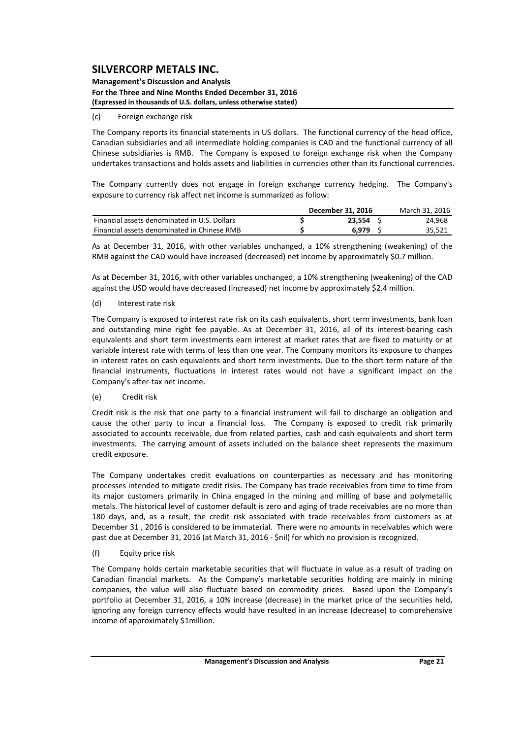(c) Foreign exchange risk

The Company reports its financial statements in US dollars. The functional currency of the head office, Canadian subsidiaries and all intermediate holding companies is CAD and the functional currency of all Chinese subsidiaries is RMB. The Company is exposed to foreign exchange risk when the Company undertakes transactions and holds assets and liabilities in currencies other than its functional currencies.

The Company currently does not engage in foreign exchange currency hedging. The Company's exposure to currency risk affect net income is summarized as follow:

| | December 31, 2016 | March 31, 2016 |
|---|---|---|
| Financial assets denominated in U.S. Dollars | **$ 23,554** | $ 24,968 |
| Financial assets denominated in Chinese RMB | **$ 6,979** | $ 35,521 |

As at December 31, 2016, with other variables unchanged, a 10% strengthening (weakening) of the RMB against the CAD would have increased (decreased) net income by approximately $0.7 million.

As at December 31, 2016, with other variables unchanged, a 10% strengthening (weakening) of the CAD against the USD would have decreased (increased) net income by approximately $2.4 million.

(d) Interest rate risk

The Company is exposed to interest rate risk on its cash equivalents, short term investments, bank loan and outstanding mine right fee payable. As at December 31, 2016, all of its interest-bearing cash equivalents and short term investments earn interest at market rates that are fixed to maturity or at variable interest rate with terms of less than one year. The Company monitors its exposure to changes in interest rates on cash equivalents and short term investments. Due to the short term nature of the financial instruments, fluctuations in interest rates would not have a significant impact on the Company's after-tax net income.

(e) Credit risk

Credit risk is the risk that one party to a financial instrument will fail to discharge an obligation and cause the other party to incur a financial loss. The Company is exposed to credit risk primarily associated to accounts receivable, due from related parties, cash and cash equivalents and short term investments. The carrying amount of assets included on the balance sheet represents the maximum credit exposure.

The Company undertakes credit evaluations on counterparties as necessary and has monitoring processes intended to mitigate credit risks. The Company has trade receivables from time to time from its major customers primarily in China engaged in the mining and milling of base and polymetallic metals. The historical level of customer default is zero and aging of trade receivables are no more than 180 days, and, as a result, the credit risk associated with trade receivables from customers as at December 31 , 2016 is considered to be immaterial. There were no amounts in receivables which were past due at December 31, 2016 (at March 31, 2016 - $nil) for which no provision is recognized.

(f) Equity price risk

The Company holds certain marketable securities that will fluctuate in value as a result of trading on Canadian financial markets. As the Company's marketable securities holding are mainly in mining companies, the value will also fluctuate based on commodity prices. Based upon the Company's portfolio at December 31, 2016, a 10% increase (decrease) in the market price of the securities held, ignoring any foreign currency effects would have resulted in an increase (decrease) to comprehensive income of approximately $1million.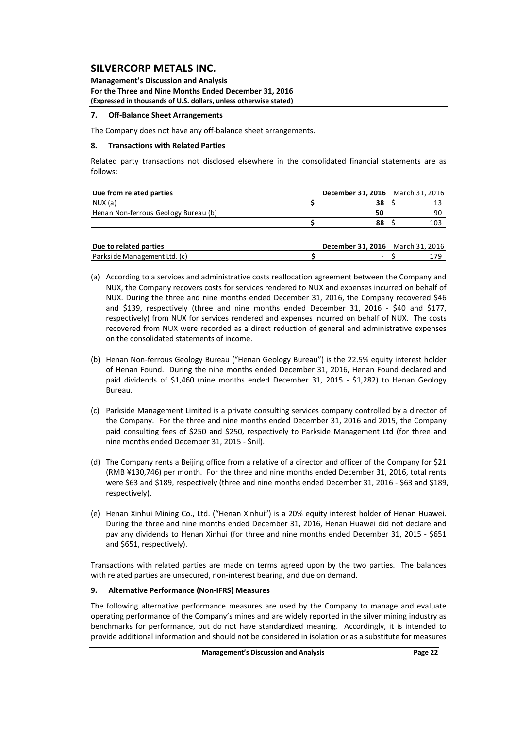## 7. Off-Balance Sheet Arrangements

The Company does not have any off-balance sheet arrangements.

## 8. Transactions with Related Parties

Related party transactions not disclosed elsewhere in the consolidated financial statements are as follows:

| Due from related parties | December 31, 2016 | March 31, 2016 |
|---|---|---|
| NUX (a) | $ 38 | $ 13 |
| Henan Non-ferrous Geology Bureau (b) | 50 | 90 |
| | $ 88 | $ 103 |

| Due to related parties | December 31, 2016 | March 31, 2016 |
|---|---|---|
| Parkside Management Ltd. (c) | $ - | $ 179 |

(a) According to a services and administrative costs reallocation agreement between the Company and NUX, the Company recovers costs for services rendered to NUX and expenses incurred on behalf of NUX. During the three and nine months ended December 31, 2016, the Company recovered $46 and $139, respectively (three and nine months ended December 31, 2016 - $40 and $177, respectively) from NUX for services rendered and expenses incurred on behalf of NUX. The costs recovered from NUX were recorded as a direct reduction of general and administrative expenses on the consolidated statements of income.

(b) Henan Non-ferrous Geology Bureau ("Henan Geology Bureau") is the 22.5% equity interest holder of Henan Found. During the nine months ended December 31, 2016, Henan Found declared and paid dividends of $1,460 (nine months ended December 31, 2015 - $1,282) to Henan Geology Bureau.

(c) Parkside Management Limited is a private consulting services company controlled by a director of the Company. For the three and nine months ended December 31, 2016 and 2015, the Company paid consulting fees of $250 and $250, respectively to Parkside Management Ltd (for three and nine months ended December 31, 2015 - $nil).

(d) The Company rents a Beijing office from a relative of a director and officer of the Company for $21 (RMB ¥130,746) per month. For the three and nine months ended December 31, 2016, total rents were $63 and $189, respectively (three and nine months ended December 31, 2016 - $63 and $189, respectively).

(e) Henan Xinhui Mining Co., Ltd. ("Henan Xinhui") is a 20% equity interest holder of Henan Huawei. During the three and nine months ended December 31, 2016, Henan Huawei did not declare and pay any dividends to Henan Xinhui (for three and nine months ended December 31, 2015 - $651 and $651, respectively).

Transactions with related parties are made on terms agreed upon by the two parties. The balances with related parties are unsecured, non-interest bearing, and due on demand.

## 9. Alternative Performance (Non-IFRS) Measures

The following alternative performance measures are used by the Company to manage and evaluate operating performance of the Company's mines and are widely reported in the silver mining industry as benchmarks for performance, but do not have standardized meaning. Accordingly, it is intended to provide additional information and should not be considered in isolation or as a substitute for measures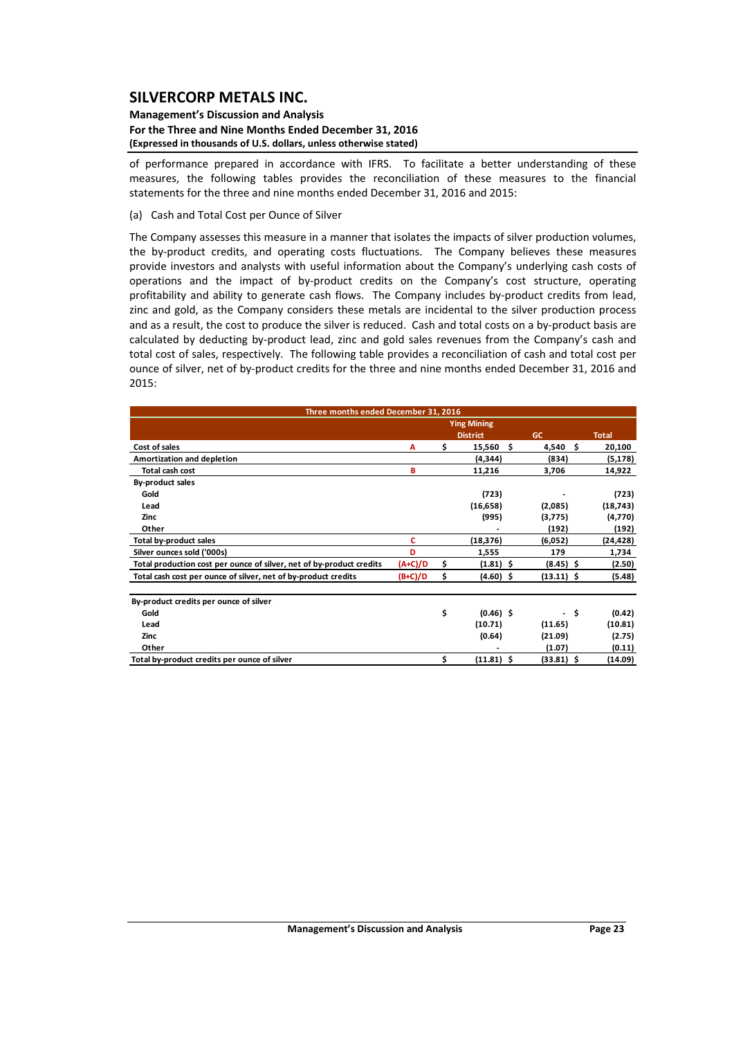of performance prepared in accordance with IFRS. To facilitate a better understanding of these measures, the following tables provides the reconciliation of these measures to the financial statements for the three and nine months ended December 31, 2016 and 2015:

(a) Cash and Total Cost per Ounce of Silver

The Company assesses this measure in a manner that isolates the impacts of silver production volumes, the by-product credits, and operating costs fluctuations. The Company believes these measures provide investors and analysts with useful information about the Company's underlying cash costs of operations and the impact of by-product credits on the Company's cost structure, operating profitability and ability to generate cash flows. The Company includes by-product credits from lead, zinc and gold, as the Company considers these metals are incidental to the silver production process and as a result, the cost to produce the silver is reduced. Cash and total costs on a by-product basis are calculated by deducting by-product lead, zinc and gold sales revenues from the Company's cash and total cost of sales, respectively. The following table provides a reconciliation of cash and total cost per ounce of silver, net of by-product credits for the three and nine months ended December 31, 2016 and 2015:

| Three months ended December 31, 2016 | | | | |
|---|---|---|---|---|
| | | Ying Mining District | GC | Total |
| Cost of sales | A | $ 15,560 | $ 4,540 | $ 20,100 |
| Amortization and depletion | | (4,344) | (834) | (5,178) |
| Total cash cost | B | 11,216 | 3,706 | 14,922 |
| By-product sales | | | | |
| Gold | | (723) | - | (723) |
| Lead | | (16,658) | (2,085) | (18,743) |
| Zinc | | (995) | (3,775) | (4,770) |
| Other | | - | (192) | (192) |
| Total by-product sales | C | (18,376) | (6,052) | (24,428) |
| Silver ounces sold ('000s) | D | 1,555 | 179 | 1,734 |
| Total production cost per ounce of silver, net of by-product credits | (A+C)/D | $ (1.81) | $ (8.45) | $ (2.50) |
| Total cash cost per ounce of silver, net of by-product credits | (B+C)/D | $ (4.60) | $ (13.11) | $ (5.48) |
| | | | | |
| By-product credits per ounce of silver | | | | |
| Gold | | $ (0.46) | $ - | $ (0.42) |
| Lead | | (10.71) | (11.65) | (10.81) |
| Zinc | | (0.64) | (21.09) | (2.75) |
| Other | | - | (1.07) | (0.11) |
| Total by-product credits per ounce of silver | | $ (11.81) | $ (33.81) | $ (14.09) |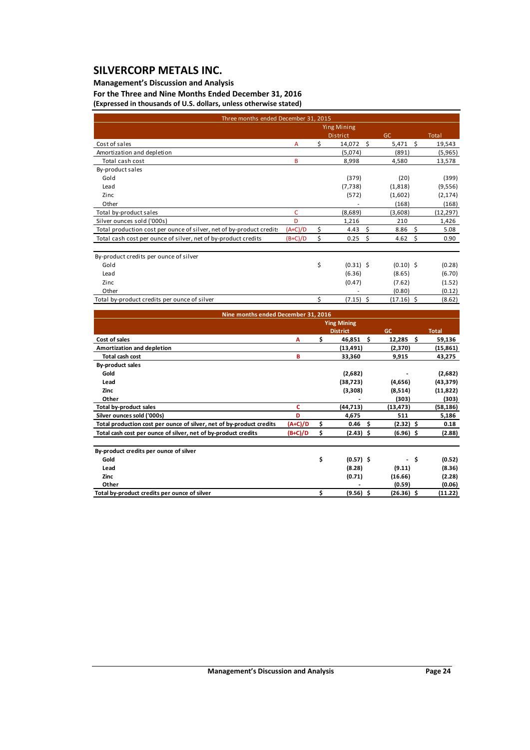| Three months ended December 31, 2015 | | | Ying Mining District | GC | Total |
|---|---|---|---|---|---|
| Cost of sales | A | $ | 14,072 $ | 5,471 $ | 19,543 |
| Amortization and depletion | | | (5,074) | (891) | (5,965) |
| Total cash cost | B | | 8,998 | 4,580 | 13,578 |
| By-product sales | | | | | |
| Gold | | | (379) | (20) | (399) |
| Lead | | | (7,738) | (1,818) | (9,556) |
| Zinc | | | (572) | (1,602) | (2,174) |
| Other | | | - | (168) | (168) |
| Total by-product sales | C | | (8,689) | (3,608) | (12,297) |
| Silver ounces sold ('000s) | D | | 1,216 | 210 | 1,426 |
| Total production cost per ounce of silver, net of by-product credits | (A+C)/D | $ | 4.43 $ | 8.86 $ | 5.08 |
| Total cash cost per ounce of silver, net of by-product credits | (B+C)/D | $ | 0.25 $ | 4.62 $ | 0.90 |
| | | | | | |
| By-product credits per ounce of silver | | | | | |
| Gold | | $ | (0.31) $ | (0.10) $ | (0.28) |
| Lead | | | (6.36) | (8.65) | (6.70) |
| Zinc | | | (0.47) | (7.62) | (1.52) |
| Other | | | - | (0.80) | (0.12) |
| Total by-product credits per ounce of silver | | $ | (7.15) $ | (17.16) $ | (8.62) |

| **Nine months ended December 31, 2016** | | | **Ying Mining District** | **GC** | **Total** |
|---|---|---|---|---|---|
| **Cost of sales** | **A** | **$** | **46,851 $** | **12,285 $** | **59,136** |
| **Amortization and depletion** | | | **(13,491)** | **(2,370)** | **(15,861)** |
| **Total cash cost** | **B** | | **33,360** | **9,915** | **43,275** |
| **By-product sales** | | | | | |
| **Gold** | | | **(2,682)** | **-** | **(2,682)** |
| **Lead** | | | **(38,723)** | **(4,656)** | **(43,379)** |
| **Zinc** | | | **(3,308)** | **(8,514)** | **(11,822)** |
| **Other** | | | **-** | **(303)** | **(303)** |
| **Total by-product sales** | **C** | | **(44,713)** | **(13,473)** | **(58,186)** |
| **Silver ounces sold ('000s)** | **D** | | **4,675** | **511** | **5,186** |
| **Total production cost per ounce of silver, net of by-product credits** | **(A+C)/D** | **$** | **0.46 $** | **(2.32) $** | **0.18** |
| **Total cash cost per ounce of silver, net of by-product credits** | **(B+C)/D** | **$** | **(2.43) $** | **(6.96) $** | **(2.88)** |
| | | | | | |
| **By-product credits per ounce of silver** | | | | | |
| **Gold** | | **$** | **(0.57) $** | **- $** | **(0.52)** |
| **Lead** | | | **(8.28)** | **(9.11)** | **(8.36)** |
| **Zinc** | | | **(0.71)** | **(16.66)** | **(2.28)** |
| **Other** | | | **-** | **(0.59)** | **(0.06)** |
| **Total by-product credits per ounce of silver** | | **$** | **(9.56) $** | **(26.36) $** | **(11.22)** |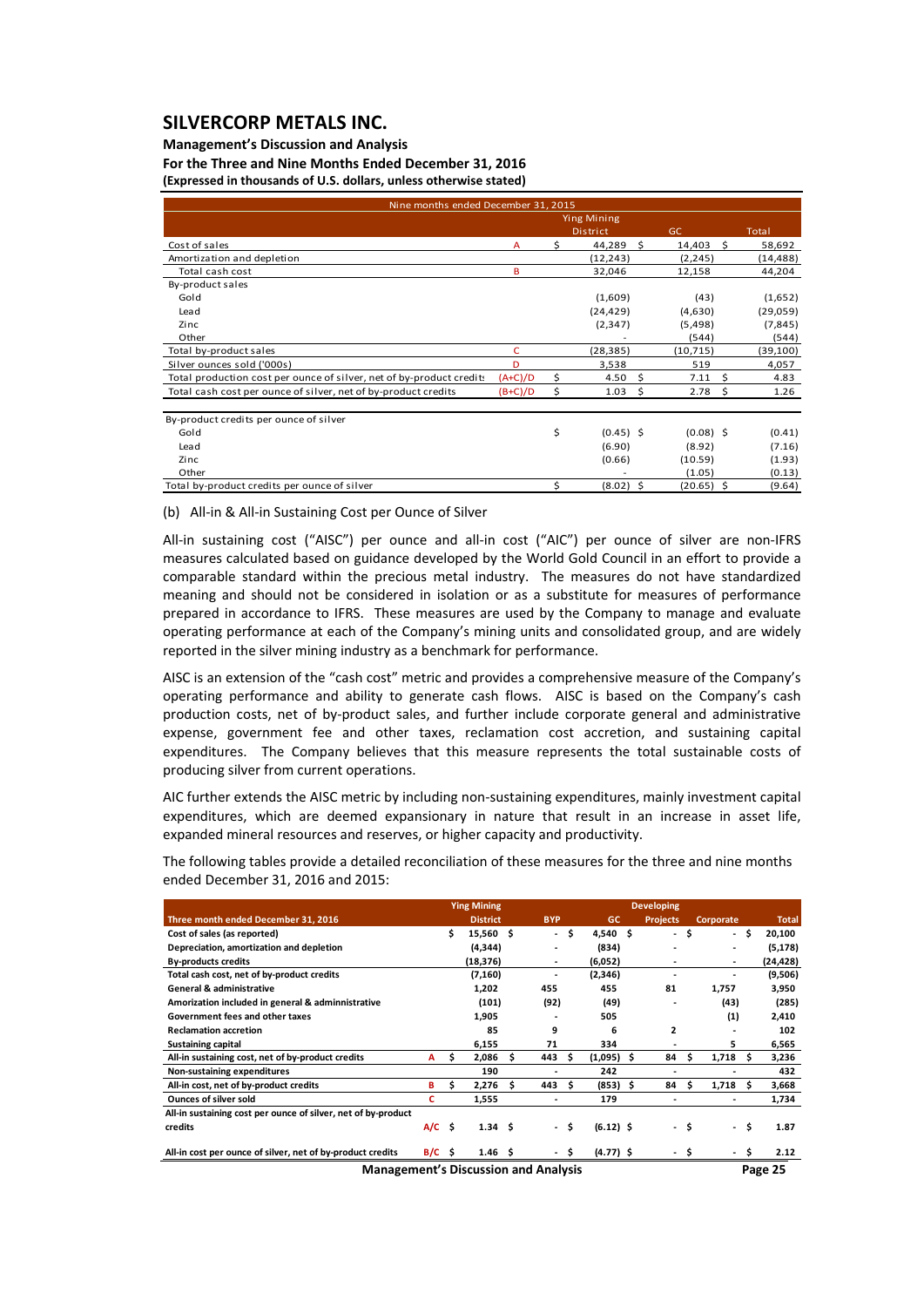| Nine months ended December 31, 2015 | | | | |
|---|---|---|---|---|
| | | Ying Mining District | GC | Total |
| Cost of sales | A | $ 44,289 | $ 14,403 | $ 58,692 |
| Amortization and depletion | | (12,243) | (2,245) | (14,488) |
| Total cash cost | B | 32,046 | 12,158 | 44,204 |
| By-product sales | | | | |
| Gold | | (1,609) | (43) | (1,652) |
| Lead | | (24,429) | (4,630) | (29,059) |
| Zinc | | (2,347) | (5,498) | (7,845) |
| Other | | - | (544) | (544) |
| Total by-product sales | C | (28,385) | (10,715) | (39,100) |
| Silver ounces sold ('000s) | D | 3,538 | 519 | 4,057 |
| Total production cost per ounce of silver, net of by-product credits | (A+C)/D | $ 4.50 | $ 7.11 | $ 4.83 |
| Total cash cost per ounce of silver, net of by-product credits | (B+C)/D | $ 1.03 | $ 2.78 | $ 1.26 |
| | | | | |
| By-product credits per ounce of silver | | | | |
| Gold | | $ (0.45) | $ (0.08) | $ (0.41) |
| Lead | | (6.90) | (8.92) | (7.16) |
| Zinc | | (0.66) | (10.59) | (1.93) |
| Other | | - | (1.05) | (0.13) |
| Total by-product credits per ounce of silver | | $ (8.02) | $ (20.65) | $ (9.64) |

(b) All-in & All-in Sustaining Cost per Ounce of Silver

All-in sustaining cost ("AISC") per ounce and all-in cost ("AIC") per ounce of silver are non-IFRS measures calculated based on guidance developed by the World Gold Council in an effort to provide a comparable standard within the precious metal industry. The measures do not have standardized meaning and should not be considered in isolation or as a substitute for measures of performance prepared in accordance to IFRS. These measures are used by the Company to manage and evaluate operating performance at each of the Company's mining units and consolidated group, and are widely reported in the silver mining industry as a benchmark for performance.

AISC is an extension of the "cash cost" metric and provides a comprehensive measure of the Company's operating performance and ability to generate cash flows. AISC is based on the Company's cash production costs, net of by-product sales, and further include corporate general and administrative expense, government fee and other taxes, reclamation cost accretion, and sustaining capital expenditures. The Company believes that this measure represents the total sustainable costs of producing silver from current operations.

AIC further extends the AISC metric by including non-sustaining expenditures, mainly investment capital expenditures, which are deemed expansionary in nature that result in an increase in asset life, expanded mineral resources and reserves, or higher capacity and productivity.

The following tables provide a detailed reconciliation of these measures for the three and nine months ended December 31, 2016 and 2015:

| Three month ended December 31, 2016 | | Ying Mining District | BYP | GC | Developing Projects | Corporate | Total |
|---|---|---|---|---|---|---|---|
| **Cost of sales (as reported)** | | $ 15,560 | $ - | $ 4,540 | $ - | $ - | $ 20,100 |
| **Depreciation, amortization and depletion** | | (4,344) | - | (834) | - | - | (5,178) |
| **By-products credits** | | (18,376) | - | (6,052) | - | - | (24,428) |
| **Total cash cost, net of by-product credits** | | (7,160) | - | (2,346) | - | - | (9,506) |
| **General & administrative** | | 1,202 | 455 | 455 | 81 | 1,757 | 3,950 |
| **Amorization included in general & adminnistrative** | | (101) | (92) | (49) | - | (43) | (285) |
| **Government fees and other taxes** | | 1,905 | - | 505 | | (1) | 2,410 |
| **Reclamation accretion** | | 85 | 9 | 6 | 2 | - | 102 |
| **Sustaining capital** | | 6,155 | 71 | 334 | - | 5 | 6,565 |
| **All-in sustaining cost, net of by-product credits** | A | $ 2,086 | $ 443 | $ (1,095) | $ 84 | $ 1,718 | $ 3,236 |
| **Non-sustaining expenditures** | | 190 | - | 242 | - | - | 432 |
| **All-in cost, net of by-product credits** | B | $ 2,276 | $ 443 | $ (853) | $ 84 | $ 1,718 | $ 3,668 |
| **Ounces of silver sold** | C | 1,555 | - | 179 | - | - | 1,734 |
| **All-in sustaining cost per ounce of silver, net of by-product credits** | A/C | $ 1.34 | $ - | $ (6.12) | $ - | $ - | $ 1.87 |
| **All-in cost per ounce of silver, net of by-product credits** | B/C | $ 1.46 | $ - | $ (4.77) | $ - | $ - | $ 2.12 |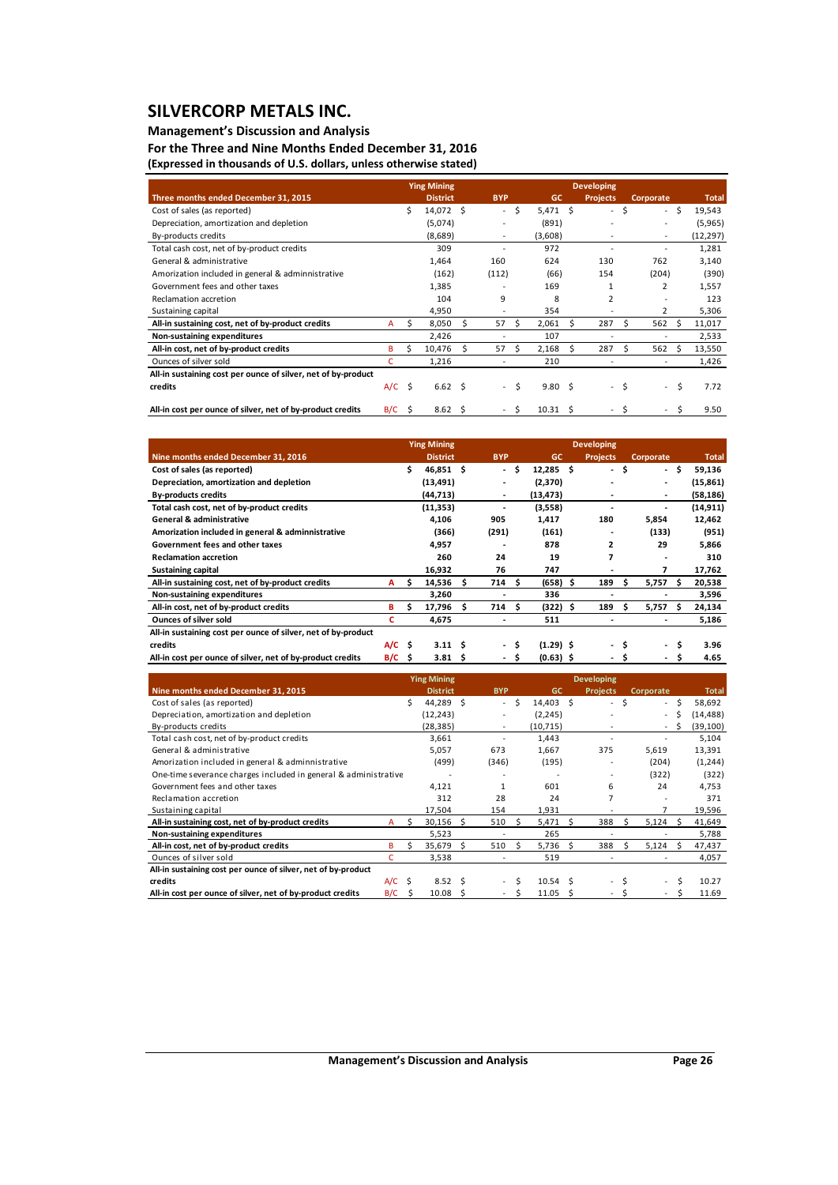# SILVERCORP METALS INC.

**Management's Discussion and Analysis**

**For the Three and Nine Months Ended December 31, 2016**

**(Expressed in thousands of U.S. dollars, unless otherwise stated)**

| Three months ended December 31, 2015 | | Ying Mining District | BYP | GC | Developing Projects | Corporate | Total |
|---|---|---|---|---|---|---|---|
| Cost of sales (as reported) | | $ 14,072 | $ - | $ 5,471 | $ - | $ - | $ 19,543 |
| Depreciation, amortization and depletion | | (5,074) | - | (891) | - | - | (5,965) |
| By-products credits | | (8,689) | - | (3,608) | - | - | (12,297) |
| Total cash cost, net of by-product credits | | 309 | - | 972 | - | - | 1,281 |
| General & administrative | | 1,464 | 160 | 624 | 130 | 762 | 3,140 |
| Amorization included in general & admininstrative | | (162) | (112) | (66) | 154 | (204) | (390) |
| Government fees and other taxes | | 1,385 | - | 169 | 1 | 2 | 1,557 |
| Reclamation accretion | | 104 | 9 | 8 | 2 | - | 123 |
| Sustaining capital | | 4,950 | - | 354 | - | 2 | 5,306 |
| **All-in sustaining cost, net of by-product credits** | A | $ 8,050 | $ 57 | $ 2,061 | $ 287 | $ 562 | $ 11,017 |
| **Non-sustaining expenditures** | | 2,426 | - | 107 | - | - | 2,533 |
| **All-in cost, net of by-product credits** | B | $ 10,476 | $ 57 | $ 2,168 | $ 287 | $ 562 | $ 13,550 |
| Ounces of silver sold | C | 1,216 | - | 210 | - | - | 1,426 |
| **All-in sustaining cost per ounce of silver, net of by-product credits** | A/C | $ 6.62 | $ - | $ 9.80 | $ - | $ - | $ 7.72 |
| **All-in cost per ounce of silver, net of by-product credits** | B/C | $ 8.62 | $ - | $ 10.31 | $ - | $ - | $ 9.50 |

| Nine months ended December 31, 2016 | | Ying Mining District | BYP | GC | Developing Projects | Corporate | Total |
|---|---|---|---|---|---|---|---|
| **Cost of sales (as reported)** | | **$ 46,851** | **$ -** | **$ 12,285** | **$ -** | **$ -** | **$ 59,136** |
| **Depreciation, amortization and depletion** | | **(13,491)** | **-** | **(2,370)** | **-** | **-** | **(15,861)** |
| **By-products credits** | | **(44,713)** | **-** | **(13,473)** | **-** | **-** | **(58,186)** |
| **Total cash cost, net of by-product credits** | | **(11,353)** | **-** | **(3,558)** | **-** | **-** | **(14,911)** |
| **General & administrative** | | **4,106** | **905** | **1,417** | **180** | **5,854** | **12,462** |
| **Amorization included in general & admininstrative** | | **(366)** | **(291)** | **(161)** | **-** | **(133)** | **(951)** |
| **Government fees and other taxes** | | **4,957** | **-** | **878** | **2** | **29** | **5,866** |
| **Reclamation accretion** | | **260** | **24** | **19** | **7** | **-** | **310** |
| **Sustaining capital** | | **16,932** | **76** | **747** | **-** | **7** | **17,762** |
| **All-in sustaining cost, net of by-product credits** | **A** | **$ 14,536** | **$ 714** | **$ (658)** | **$ 189** | **$ 5,757** | **$ 20,538** |
| **Non-sustaining expenditures** | | **3,260** | **-** | **336** | **-** | **-** | **3,596** |
| **All-in cost, net of by-product credits** | **B** | **$ 17,796** | **$ 714** | **$ (322)** | **$ 189** | **$ 5,757** | **$ 24,134** |
| **Ounces of silver sold** | **C** | **4,675** | **-** | **511** | **-** | **-** | **5,186** |
| **All-in sustaining cost per ounce of silver, net of by-product credits** | **A/C** | **$ 3.11** | **$ -** | **$ (1.29)** | **$ -** | **$ -** | **$ 3.96** |
| **All-in cost per ounce of silver, net of by-product credits** | **B/C** | **$ 3.81** | **$ -** | **$ (0.63)** | **$ -** | **$ -** | **$ 4.65** |

| Nine months ended December 31, 2015 | | Ying Mining District | BYP | GC | Developing Projects | Corporate | Total |
|---|---|---|---|---|---|---|---|
| Cost of sales (as reported) | | $ 44,289 | $ - | $ 14,403 | $ - | $ - | $ 58,692 |
| Depreciation, amortization and depletion | | (12,243) | - | (2,245) | - | - | $ (14,488) |
| By-products credits | | (28,385) | - | (10,715) | - | - | $ (39,100) |
| Total cash cost, net of by-product credits | | 3,661 | - | 1,443 | - | - | 5,104 |
| General & administrative | | 5,057 | 673 | 1,667 | 375 | 5,619 | 13,391 |
| Amorization included in general & admininstrative | | (499) | (346) | (195) | - | (204) | (1,244) |
| One-time severance charges included in general & administrative | | - | - | - | - | (322) | (322) |
| Government fees and other taxes | | 4,121 | 1 | 601 | 6 | 24 | 4,753 |
| Reclamation accretion | | 312 | 28 | 24 | 7 | - | 371 |
| Sustaining capital | | 17,504 | 154 | 1,931 | - | 7 | 19,596 |
| **All-in sustaining cost, net of by-product credits** | A | $ 30,156 | $ 510 | $ 5,471 | $ 388 | $ 5,124 | $ 41,649 |
| **Non-sustaining expenditures** | | 5,523 | - | 265 | - | - | 5,788 |
| **All-in cost, net of by-product credits** | B | $ 35,679 | $ 510 | $ 5,736 | $ 388 | $ 5,124 | $ 47,437 |
| Ounces of silver sold | C | 3,538 | - | 519 | - | - | 4,057 |
| **All-in sustaining cost per ounce of silver, net of by-product credits** | A/C | $ 8.52 | $ - | $ 10.54 | $ - | $ - | $ 10.27 |
| **All-in cost per ounce of silver, net of by-product credits** | B/C | $ 10.08 | $ - | $ 11.05 | $ - | $ - | $ 11.69 |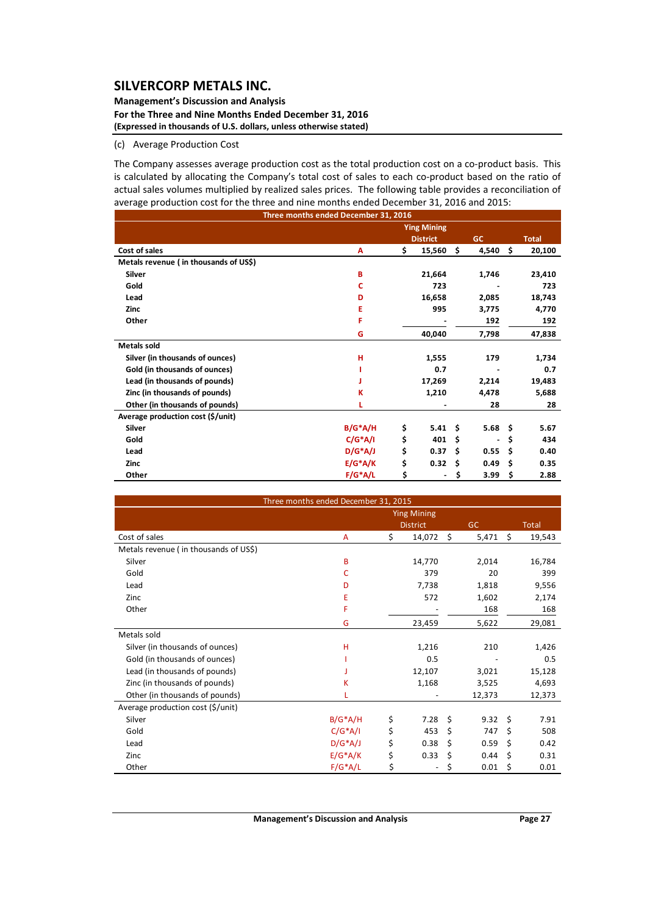# SILVERCORP METALS INC.

**Management's Discussion and Analysis**
**For the Three and Nine Months Ended December 31, 2016**
**(Expressed in thousands of U.S. dollars, unless otherwise stated)**

(c) Average Production Cost

The Company assesses average production cost as the total production cost on a co-product basis. This is calculated by allocating the Company's total cost of sales to each co-product based on the ratio of actual sales volumes multiplied by realized sales prices. The following table provides a reconciliation of average production cost for the three and nine months ended December 31, 2016 and 2015:

| Three months ended December 31, 2016 | | | | |
|---|---|---|---|---|
| | | Ying Mining District | GC | Total |
| **Cost of sales** | A | $ 15,560 | $ 4,540 | $ 20,100 |
| **Metals revenue ( in thousands of US$)** | | | | |
| **Silver** | B | 21,664 | 1,746 | 23,410 |
| **Gold** | C | 723 | - | 723 |
| **Lead** | D | 16,658 | 2,085 | 18,743 |
| **Zinc** | E | 995 | 3,775 | 4,770 |
| **Other** | F | - | 192 | 192 |
| | G | 40,040 | 7,798 | 47,838 |
| **Metals sold** | | | | |
| **Silver (in thousands of ounces)** | H | 1,555 | 179 | 1,734 |
| **Gold (in thousands of ounces)** | I | 0.7 | - | 0.7 |
| **Lead (in thousands of pounds)** | J | 17,269 | 2,214 | 19,483 |
| **Zinc (in thousands of pounds)** | K | 1,210 | 4,478 | 5,688 |
| **Other (in thousands of pounds)** | L | - | 28 | 28 |
| **Average production cost ($/unit)** | | | | |
| **Silver** | B/G*A/H | $ 5.41 | $ 5.68 | $ 5.67 |
| **Gold** | C/G*A/I | $ 401 | $ - | $ 434 |
| **Lead** | D/G*A/J | $ 0.37 | $ 0.55 | $ 0.40 |
| **Zinc** | E/G*A/K | $ 0.32 | $ 0.49 | $ 0.35 |
| **Other** | F/G*A/L | $ - | $ 3.99 | $ 2.88 |

| Three months ended December 31, 2015 | | | | |
|---|---|---|---|---|
| | | Ying Mining District | GC | Total |
| Cost of sales | A | $ 14,072 | $ 5,471 | $ 19,543 |
| Metals revenue ( in thousands of US$) | | | | |
| Silver | B | 14,770 | 2,014 | 16,784 |
| Gold | C | 379 | 20 | 399 |
| Lead | D | 7,738 | 1,818 | 9,556 |
| Zinc | E | 572 | 1,602 | 2,174 |
| Other | F | - | 168 | 168 |
| | G | 23,459 | 5,622 | 29,081 |
| Metals sold | | | | |
| Silver (in thousands of ounces) | H | 1,216 | 210 | 1,426 |
| Gold (in thousands of ounces) | I | 0.5 | - | 0.5 |
| Lead (in thousands of pounds) | J | 12,107 | 3,021 | 15,128 |
| Zinc (in thousands of pounds) | K | 1,168 | 3,525 | 4,693 |
| Other (in thousands of pounds) | L | - | 12,373 | 12,373 |
| Average production cost ($/unit) | | | | |
| Silver | B/G*A/H | $ 7.28 | $ 9.32 | $ 7.91 |
| Gold | C/G*A/I | $ 453 | $ 747 | $ 508 |
| Lead | D/G*A/J | $ 0.38 | $ 0.59 | $ 0.42 |
| Zinc | E/G*A/K | $ 0.33 | $ 0.44 | $ 0.31 |
| Other | F/G*A/L | $ - | $ 0.01 | $ 0.01 |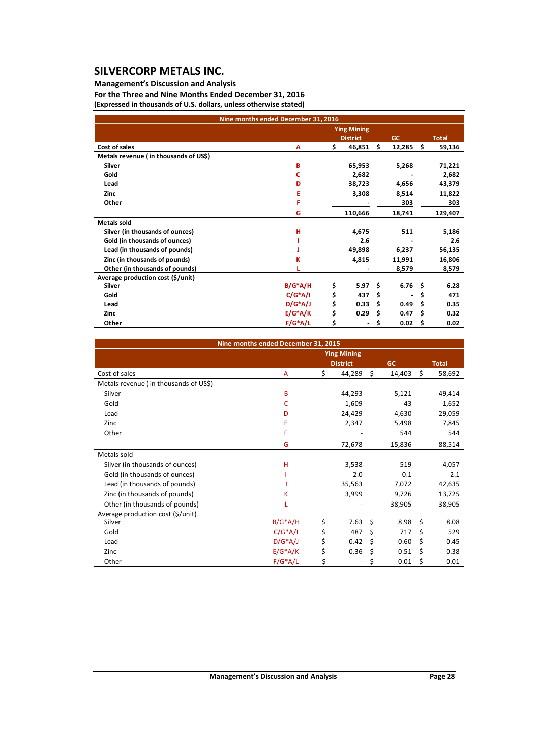# SILVERCORP METALS INC.

**Management's Discussion and Analysis**

**For the Three and Nine Months Ended December 31, 2016**

**(Expressed in thousands of U.S. dollars, unless otherwise stated)**

| **Nine months ended December 31, 2016** | | **Ying Mining District** | **GC** | **Total** |
|---|---|---|---|---|
| **Cost of sales** | **A** | **$ 46,851** | **$ 12,285** | **$ 59,136** |
| **Metals revenue ( in thousands of US$)** | | | | |
| **Silver** | **B** | **65,953** | **5,268** | **71,221** |
| **Gold** | **C** | **2,682** | **-** | **2,682** |
| **Lead** | **D** | **38,723** | **4,656** | **43,379** |
| **Zinc** | **E** | **3,308** | **8,514** | **11,822** |
| **Other** | **F** | **-** | **303** | **303** |
| | **G** | **110,666** | **18,741** | **129,407** |
| **Metals sold** | | | | |
| **Silver (in thousands of ounces)** | **H** | **4,675** | **511** | **5,186** |
| **Gold (in thousands of ounces)** | **I** | **2.6** | **-** | **2.6** |
| **Lead (in thousands of pounds)** | **J** | **49,898** | **6,237** | **56,135** |
| **Zinc (in thousands of pounds)** | **K** | **4,815** | **11,991** | **16,806** |
| **Other (in thousands of pounds)** | **L** | **-** | **8,579** | **8,579** |
| **Average production cost ($/unit)** | | | | |
| **Silver** | **B/G\*A/H** | **$ 5.97** | **$ 6.76** | **$ 6.28** |
| **Gold** | **C/G\*A/I** | **$ 437** | **$ -** | **$ 471** |
| **Lead** | **D/G\*A/J** | **$ 0.33** | **$ 0.49** | **$ 0.35** |
| **Zinc** | **E/G\*A/K** | **$ 0.29** | **$ 0.47** | **$ 0.32** |
| **Other** | **F/G\*A/L** | **$ -** | **$ 0.02** | **$ 0.02** |

| **Nine months ended December 31, 2015** | | **Ying Mining District** | **GC** | **Total** |
|---|---|---|---|---|
| Cost of sales | A | $ 44,289 | $ 14,403 | $ 58,692 |
| Metals revenue ( in thousands of US$) | | | | |
| Silver | B | 44,293 | 5,121 | 49,414 |
| Gold | C | 1,609 | 43 | 1,652 |
| Lead | D | 24,429 | 4,630 | 29,059 |
| Zinc | E | 2,347 | 5,498 | 7,845 |
| Other | F | - | 544 | 544 |
| | G | 72,678 | 15,836 | 88,514 |
| Metals sold | | | | |
| Silver (in thousands of ounces) | H | 3,538 | 519 | 4,057 |
| Gold (in thousands of ounces) | I | 2.0 | 0.1 | 2.1 |
| Lead (in thousands of pounds) | J | 35,563 | 7,072 | 42,635 |
| Zinc (in thousands of pounds) | K | 3,999 | 9,726 | 13,725 |
| Other (in thousands of pounds) | L | - | 38,905 | 38,905 |
| Average production cost ($/unit) | | | | |
| Silver | B/G\*A/H | $ 7.63 | $ 8.98 | $ 8.08 |
| Gold | C/G\*A/I | $ 487 | $ 717 | $ 529 |
| Lead | D/G\*A/J | $ 0.42 | $ 0.60 | $ 0.45 |
| Zinc | E/G\*A/K | $ 0.36 | $ 0.51 | $ 0.38 |
| Other | F/G\*A/L | $ - | $ 0.01 | $ 0.01 |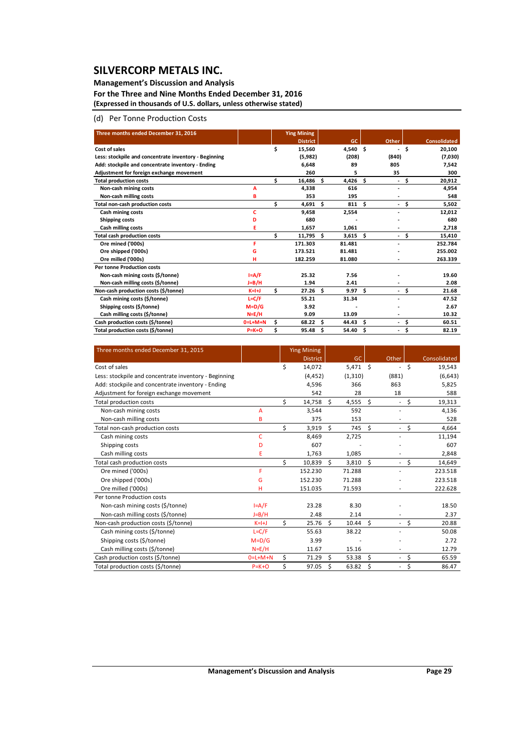# SILVERCORP METALS INC.

**Management's Discussion and Analysis**
**For the Three and Nine Months Ended December 31, 2016**
**(Expressed in thousands of U.S. dollars, unless otherwise stated)**

(d) Per Tonne Production Costs

| Three months ended December 31, 2016 | | Ying Mining District | GC | Other | Consolidated |
|---|---|---|---|---|---|
| **Cost of sales** | | $ 15,560 | 4,540 | $ - | $ 20,100 |
| **Less: stockpile and concentrate inventory - Beginning** | | (5,982) | (208) | (840) | (7,030) |
| **Add: stockpile and concentrate inventory - Ending** | | 6,648 | 89 | 805 | 7,542 |
| **Adjustment for foreign exchange movement** | | 260 | 5 | 35 | 300 |
| **Total production costs** | | $ 16,486 | $ 4,426 | $ - | $ 20,912 |
| **Non-cash mining costs** | A | 4,338 | 616 | - | 4,954 |
| **Non-cash milling costs** | B | 353 | 195 | - | 548 |
| **Total non-cash production costs** | | $ 4,691 | $ 811 | $ - | $ 5,502 |
| **Cash mining costs** | C | 9,458 | 2,554 | - | 12,012 |
| **Shipping costs** | D | 680 | - | - | 680 |
| **Cash milling costs** | E | 1,657 | 1,061 | - | 2,718 |
| **Total cash production costs** | | $ 11,795 | $ 3,615 | $ - | $ 15,410 |
| **Ore mined ('000s)** | F | 171.303 | 81.481 | - | 252.784 |
| **Ore shipped ('000s)** | G | 173.521 | 81.481 | - | 255.002 |
| **Ore milled ('000s)** | H | 182.259 | 81.080 | - | 263.339 |
| **Per tonne Production costs** | | | | | |
| **Non-cash mining costs ($/tonne)** | I=A/F | 25.32 | 7.56 | - | 19.60 |
| **Non-cash milling costs ($/tonne)** | J=B/H | 1.94 | 2.41 | - | 2.08 |
| **Non-cash production costs ($/tonne)** | K=I+J | $ 27.26 | $ 9.97 | $ - | $ 21.68 |
| **Cash mining costs ($/tonne)** | L=C/F | 55.21 | 31.34 | - | 47.52 |
| **Shipping costs ($/tonne)** | M=D/G | 3.92 | - | - | 2.67 |
| **Cash milling costs ($/tonne)** | N=E/H | 9.09 | 13.09 | - | 10.32 |
| **Cash production costs ($/tonne)** | O=L+M+N | $ 68.22 | $ 44.43 | $ - | $ 60.51 |
| **Total production costs ($/tonne)** | P=K+O | $ 95.48 | $ 54.40 | $ - | $ 82.19 |

| Three months ended December 31, 2015 | | Ying Mining District | GC | Other | Consolidated |
|---|---|---|---|---|---|
| Cost of sales | | $ 14,072 | 5,471 | $ - | $ 19,543 |
| Less: stockpile and concentrate inventory - Beginning | | (4,452) | (1,310) | (881) | (6,643) |
| Add: stockpile and concentrate inventory - Ending | | 4,596 | 366 | 863 | 5,825 |
| Adjustment for foreign exchange movement | | 542 | 28 | 18 | 588 |
| Total production costs | | $ 14,758 | $ 4,555 | $ - | $ 19,313 |
| Non-cash mining costs | A | 3,544 | 592 | - | 4,136 |
| Non-cash milling costs | B | 375 | 153 | - | 528 |
| Total non-cash production costs | | $ 3,919 | $ 745 | $ - | $ 4,664 |
| Cash mining costs | C | 8,469 | 2,725 | - | 11,194 |
| Shipping costs | D | 607 | - | - | 607 |
| Cash milling costs | E | 1,763 | 1,085 | - | 2,848 |
| Total cash production costs | | $ 10,839 | $ 3,810 | $ - | $ 14,649 |
| Ore mined ('000s) | F | 152.230 | 71.288 | - | 223.518 |
| Ore shipped ('000s) | G | 152.230 | 71.288 | - | 223.518 |
| Ore milled ('000s) | H | 151.035 | 71.593 | - | 222.628 |
| Per tonne Production costs | | | | | |
| Non-cash mining costs ($/tonne) | I=A/F | 23.28 | 8.30 | - | 18.50 |
| Non-cash milling costs ($/tonne) | J=B/H | 2.48 | 2.14 | - | 2.37 |
| Non-cash production costs ($/tonne) | K=I+J | $ 25.76 | $ 10.44 | $ - | $ 20.88 |
| Cash mining costs ($/tonne) | L=C/F | 55.63 | 38.22 | - | 50.08 |
| Shipping costs ($/tonne) | M=D/G | 3.99 | - | - | 2.72 |
| Cash milling costs ($/tonne) | N=E/H | 11.67 | 15.16 | - | 12.79 |
| Cash production costs ($/tonne) | O=L+M+N | $ 71.29 | $ 53.38 | $ - | $ 65.59 |
| Total production costs ($/tonne) | P=K+O | $ 97.05 | $ 63.82 | $ - | $ 86.47 |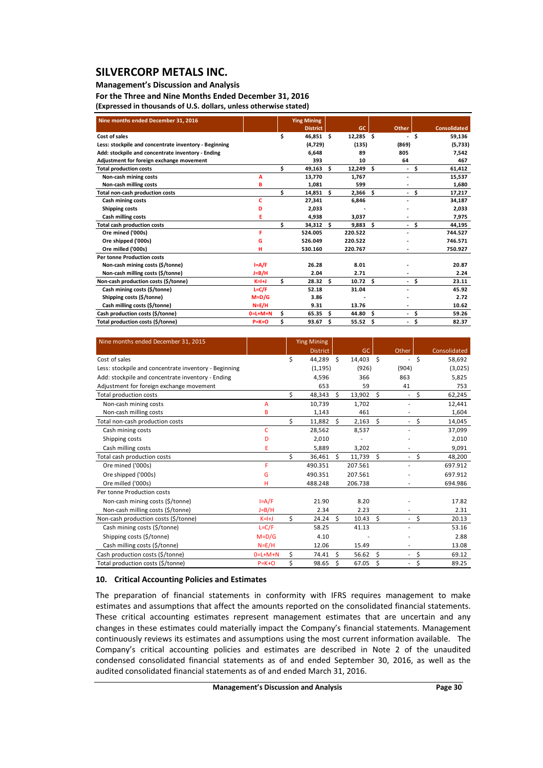| Nine months ended December 31, 2016 | | Ying Mining District | GC | Other | Consolidated |
|---|---|---|---|---|---|
| Cost of sales | | $ 46,851 | $ 12,285 | $ - | $ 59,136 |
| Less: stockpile and concentrate inventory - Beginning | | (4,729) | (135) | (869) | (5,733) |
| Add: stockpile and concentrate inventory - Ending | | 6,648 | 89 | 805 | 7,542 |
| Adjustment for foreign exchange movement | | 393 | 10 | 64 | 467 |
| Total production costs | | $ 49,163 | $ 12,249 | $ - | $ 61,412 |
| Non-cash mining costs | A | 13,770 | 1,767 | - | 15,537 |
| Non-cash milling costs | B | 1,081 | 599 | - | 1,680 |
| Total non-cash production costs | | $ 14,851 | $ 2,366 | $ - | $ 17,217 |
| Cash mining costs | C | 27,341 | 6,846 | - | 34,187 |
| Shipping costs | D | 2,033 | - | - | 2,033 |
| Cash milling costs | E | 4,938 | 3,037 | - | 7,975 |
| Total cash production costs | | $ 34,312 | $ 9,883 | $ - | $ 44,195 |
| Ore mined ('000s) | F | 524.005 | 220.522 | - | 744.527 |
| Ore shipped ('000s) | G | 526.049 | 220.522 | - | 746.571 |
| Ore milled ('000s) | H | 530.160 | 220.767 | - | 750.927 |
| Per tonne Production costs | | | | | |
| Non-cash mining costs ($/tonne) | I=A/F | 26.28 | 8.01 | - | 20.87 |
| Non-cash milling costs ($/tonne) | J=B/H | 2.04 | 2.71 | - | 2.24 |
| Non-cash production costs ($/tonne) | K=I+J | $ 28.32 | $ 10.72 | $ - | $ 23.11 |
| Cash mining costs ($/tonne) | L=C/F | 52.18 | 31.04 | - | 45.92 |
| Shipping costs ($/tonne) | M=D/G | 3.86 | - | - | 2.72 |
| Cash milling costs ($/tonne) | N=E/H | 9.31 | 13.76 | - | 10.62 |
| Cash production costs ($/tonne) | O=L+M+N | $ 65.35 | $ 44.80 | $ - | $ 59.26 |
| Total production costs ($/tonne) | P=K+O | $ 93.67 | $ 55.52 | $ - | $ 82.37 |

| Nine months ended December 31, 2015 | | Ying Mining District | GC | Other | Consolidated |
|---|---|---|---|---|---|
| Cost of sales | | $ 44,289 | $ 14,403 | $ - | $ 58,692 |
| Less: stockpile and concentrate inventory - Beginning | | (1,195) | (926) | (904) | (3,025) |
| Add: stockpile and concentrate inventory - Ending | | 4,596 | 366 | 863 | 5,825 |
| Adjustment for foreign exchange movement | | 653 | 59 | 41 | 753 |
| Total production costs | | $ 48,343 | $ 13,902 | $ - | $ 62,245 |
| Non-cash mining costs | A | 10,739 | 1,702 | - | 12,441 |
| Non-cash milling costs | B | 1,143 | 461 | - | 1,604 |
| Total non-cash production costs | | $ 11,882 | $ 2,163 | $ - | $ 14,045 |
| Cash mining costs | C | 28,562 | 8,537 | - | 37,099 |
| Shipping costs | D | 2,010 | - | - | 2,010 |
| Cash milling costs | E | 5,889 | 3,202 | - | 9,091 |
| Total cash production costs | | $ 36,461 | $ 11,739 | $ - | $ 48,200 |
| Ore mined ('000s) | F | 490.351 | 207.561 | - | 697.912 |
| Ore shipped ('000s) | G | 490.351 | 207.561 | - | 697.912 |
| Ore milled ('000s) | H | 488.248 | 206.738 | - | 694.986 |
| Per tonne Production costs | | | | | |
| Non-cash mining costs ($/tonne) | I=A/F | 21.90 | 8.20 | - | 17.82 |
| Non-cash milling costs ($/tonne) | J=B/H | 2.34 | 2.23 | - | 2.31 |
| Non-cash production costs ($/tonne) | K=I+J | $ 24.24 | $ 10.43 | $ - | $ 20.13 |
| Cash mining costs ($/tonne) | L=C/F | 58.25 | 41.13 | - | 53.16 |
| Shipping costs ($/tonne) | M=D/G | 4.10 | - | - | 2.88 |
| Cash milling costs ($/tonne) | N=E/H | 12.06 | 15.49 | - | 13.08 |
| Cash production costs ($/tonne) | O=L+M+N | $ 74.41 | $ 56.62 | $ - | $ 69.12 |
| Total production costs ($/tonne) | P=K+O | $ 98.65 | $ 67.05 | $ - | $ 89.25 |

## 10. Critical Accounting Policies and Estimates

The preparation of financial statements in conformity with IFRS requires management to make estimates and assumptions that affect the amounts reported on the consolidated financial statements. These critical accounting estimates represent management estimates that are uncertain and any changes in these estimates could materially impact the Company's financial statements. Management continuously reviews its estimates and assumptions using the most current information available. The Company's critical accounting policies and estimates are described in Note 2 of the unaudited condensed consolidated financial statements as of and ended September 30, 2016, as well as the audited consolidated financial statements as of and ended March 31, 2016.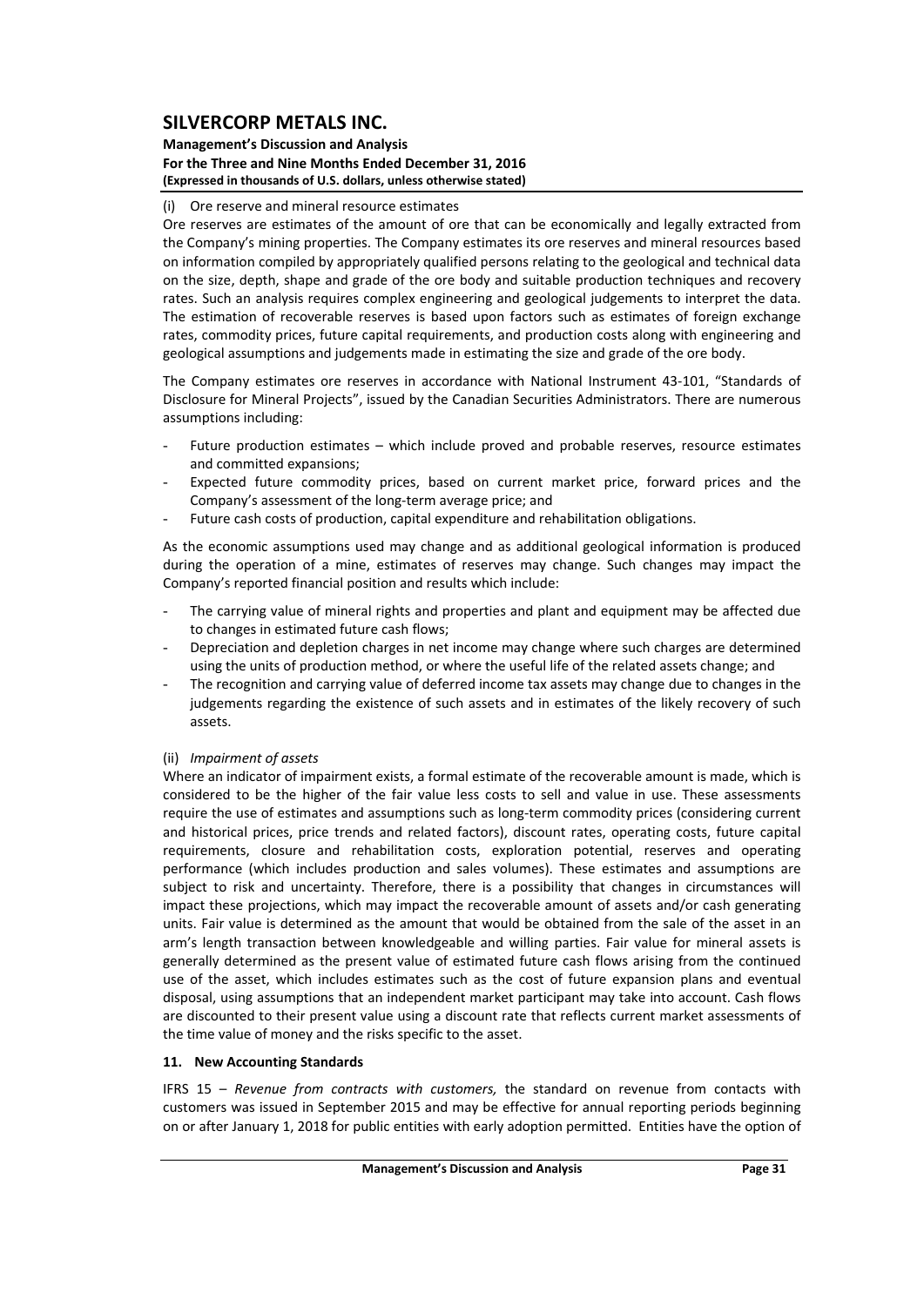(i) Ore reserve and mineral resource estimates

Ore reserves are estimates of the amount of ore that can be economically and legally extracted from the Company's mining properties. The Company estimates its ore reserves and mineral resources based on information compiled by appropriately qualified persons relating to the geological and technical data on the size, depth, shape and grade of the ore body and suitable production techniques and recovery rates. Such an analysis requires complex engineering and geological judgements to interpret the data. The estimation of recoverable reserves is based upon factors such as estimates of foreign exchange rates, commodity prices, future capital requirements, and production costs along with engineering and geological assumptions and judgements made in estimating the size and grade of the ore body.

The Company estimates ore reserves in accordance with National Instrument 43-101, "Standards of Disclosure for Mineral Projects", issued by the Canadian Securities Administrators. There are numerous assumptions including:

- Future production estimates – which include proved and probable reserves, resource estimates and committed expansions;
- Expected future commodity prices, based on current market price, forward prices and the Company's assessment of the long-term average price; and
- Future cash costs of production, capital expenditure and rehabilitation obligations.

As the economic assumptions used may change and as additional geological information is produced during the operation of a mine, estimates of reserves may change. Such changes may impact the Company's reported financial position and results which include:

- The carrying value of mineral rights and properties and plant and equipment may be affected due to changes in estimated future cash flows;
- Depreciation and depletion charges in net income may change where such charges are determined using the units of production method, or where the useful life of the related assets change; and
- The recognition and carrying value of deferred income tax assets may change due to changes in the judgements regarding the existence of such assets and in estimates of the likely recovery of such assets.

(ii) *Impairment of assets*

Where an indicator of impairment exists, a formal estimate of the recoverable amount is made, which is considered to be the higher of the fair value less costs to sell and value in use. These assessments require the use of estimates and assumptions such as long-term commodity prices (considering current and historical prices, price trends and related factors), discount rates, operating costs, future capital requirements, closure and rehabilitation costs, exploration potential, reserves and operating performance (which includes production and sales volumes). These estimates and assumptions are subject to risk and uncertainty. Therefore, there is a possibility that changes in circumstances will impact these projections, which may impact the recoverable amount of assets and/or cash generating units. Fair value is determined as the amount that would be obtained from the sale of the asset in an arm's length transaction between knowledgeable and willing parties. Fair value for mineral assets is generally determined as the present value of estimated future cash flows arising from the continued use of the asset, which includes estimates such as the cost of future expansion plans and eventual disposal, using assumptions that an independent market participant may take into account. Cash flows are discounted to their present value using a discount rate that reflects current market assessments of the time value of money and the risks specific to the asset.

## 11. New Accounting Standards

IFRS 15 – *Revenue from contracts with customers,* the standard on revenue from contacts with customers was issued in September 2015 and may be effective for annual reporting periods beginning on or after January 1, 2018 for public entities with early adoption permitted. Entities have the option of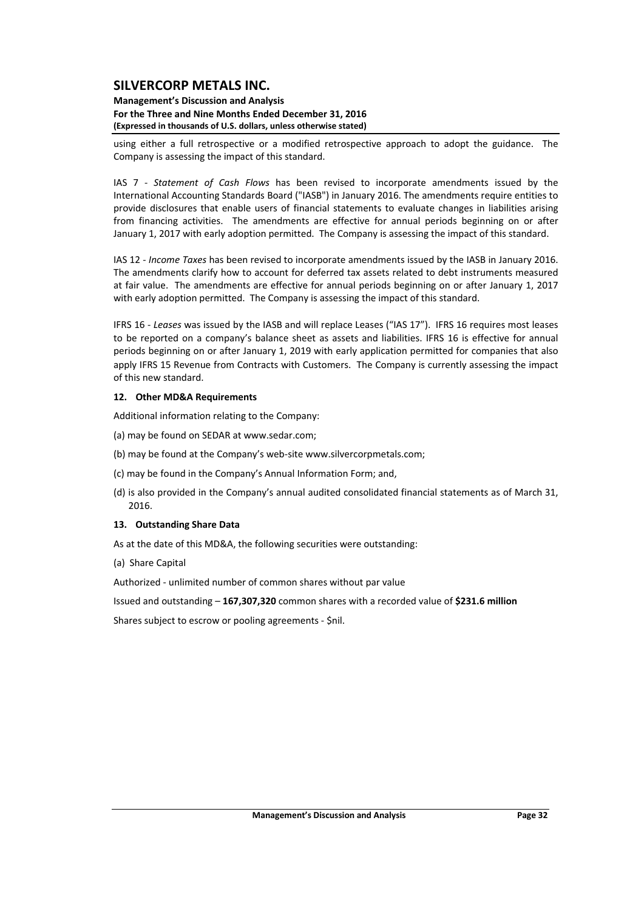using either a full retrospective or a modified retrospective approach to adopt the guidance. The Company is assessing the impact of this standard.

IAS 7 - *Statement of Cash Flows* has been revised to incorporate amendments issued by the International Accounting Standards Board ("IASB") in January 2016. The amendments require entities to provide disclosures that enable users of financial statements to evaluate changes in liabilities arising from financing activities. The amendments are effective for annual periods beginning on or after January 1, 2017 with early adoption permitted. The Company is assessing the impact of this standard.

IAS 12 - *Income Taxes* has been revised to incorporate amendments issued by the IASB in January 2016. The amendments clarify how to account for deferred tax assets related to debt instruments measured at fair value. The amendments are effective for annual periods beginning on or after January 1, 2017 with early adoption permitted. The Company is assessing the impact of this standard.

IFRS 16 - *Leases* was issued by the IASB and will replace Leases ("IAS 17"). IFRS 16 requires most leases to be reported on a company's balance sheet as assets and liabilities. IFRS 16 is effective for annual periods beginning on or after January 1, 2019 with early application permitted for companies that also apply IFRS 15 Revenue from Contracts with Customers. The Company is currently assessing the impact of this new standard.

## 12. Other MD&A Requirements

Additional information relating to the Company:

(a) may be found on SEDAR at www.sedar.com;

(b) may be found at the Company's web-site www.silvercorpmetals.com;

(c) may be found in the Company's Annual Information Form; and,

(d) is also provided in the Company's annual audited consolidated financial statements as of March 31, 2016.

## 13. Outstanding Share Data

As at the date of this MD&A, the following securities were outstanding:

(a) Share Capital

Authorized - unlimited number of common shares without par value

Issued and outstanding – **167,307,320** common shares with a recorded value of **$231.6 million**

Shares subject to escrow or pooling agreements - $nil.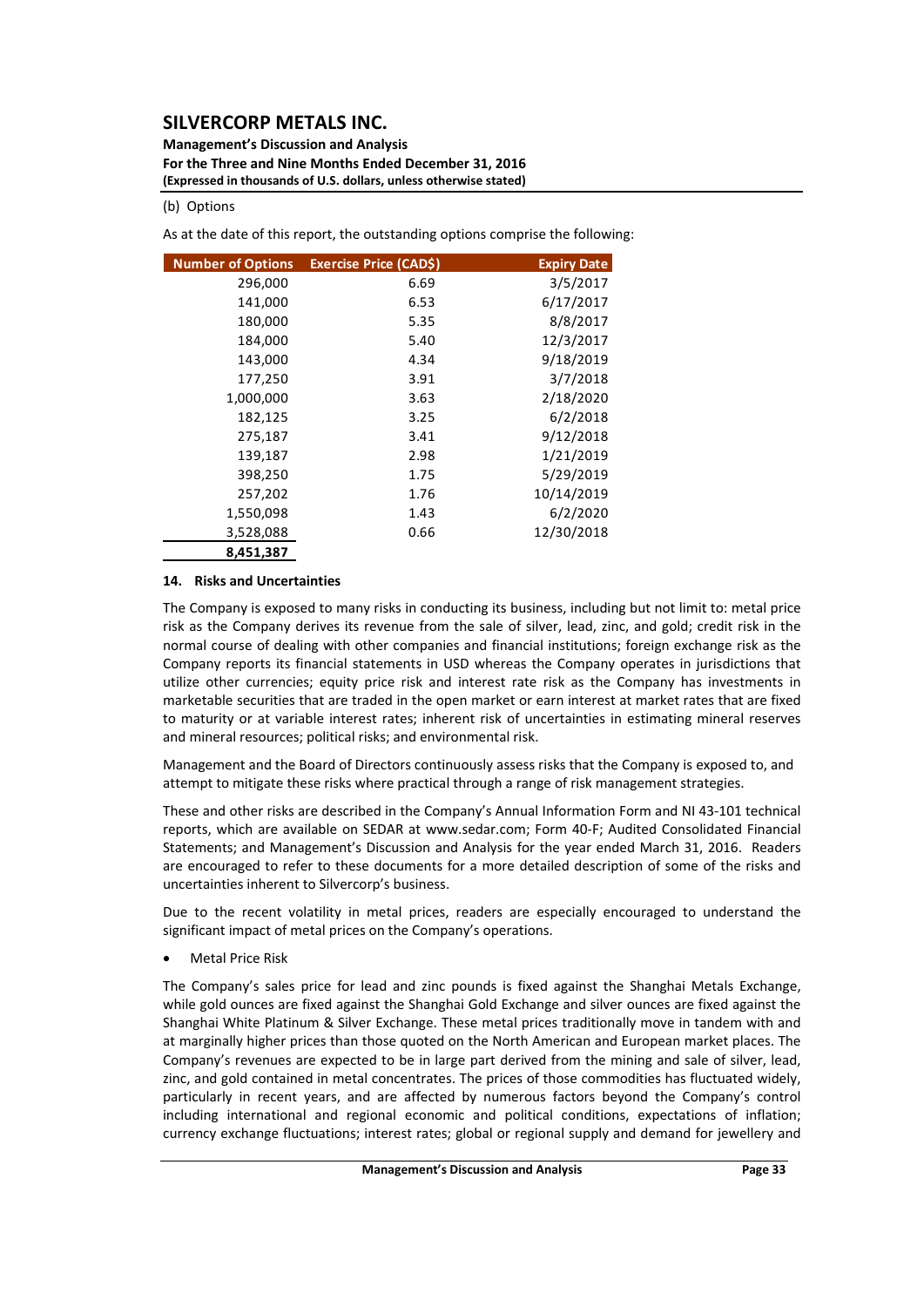(b) Options

As at the date of this report, the outstanding options comprise the following:

| Number of Options | Exercise Price (CAD$) | Expiry Date |
|---|---|---|
| 296,000 | 6.69 | 3/5/2017 |
| 141,000 | 6.53 | 6/17/2017 |
| 180,000 | 5.35 | 8/8/2017 |
| 184,000 | 5.40 | 12/3/2017 |
| 143,000 | 4.34 | 9/18/2019 |
| 177,250 | 3.91 | 3/7/2018 |
| 1,000,000 | 3.63 | 2/18/2020 |
| 182,125 | 3.25 | 6/2/2018 |
| 275,187 | 3.41 | 9/12/2018 |
| 139,187 | 2.98 | 1/21/2019 |
| 398,250 | 1.75 | 5/29/2019 |
| 257,202 | 1.76 | 10/14/2019 |
| 1,550,098 | 1.43 | 6/2/2020 |
| 3,528,088 | 0.66 | 12/30/2018 |
| **8,451,387** | | |

## 14. Risks and Uncertainties

The Company is exposed to many risks in conducting its business, including but not limit to: metal price risk as the Company derives its revenue from the sale of silver, lead, zinc, and gold; credit risk in the normal course of dealing with other companies and financial institutions; foreign exchange risk as the Company reports its financial statements in USD whereas the Company operates in jurisdictions that utilize other currencies; equity price risk and interest rate risk as the Company has investments in marketable securities that are traded in the open market or earn interest at market rates that are fixed to maturity or at variable interest rates; inherent risk of uncertainties in estimating mineral reserves and mineral resources; political risks; and environmental risk.

Management and the Board of Directors continuously assess risks that the Company is exposed to, and attempt to mitigate these risks where practical through a range of risk management strategies.

These and other risks are described in the Company's Annual Information Form and NI 43-101 technical reports, which are available on SEDAR at www.sedar.com; Form 40-F; Audited Consolidated Financial Statements; and Management's Discussion and Analysis for the year ended March 31, 2016. Readers are encouraged to refer to these documents for a more detailed description of some of the risks and uncertainties inherent to Silvercorp's business.

Due to the recent volatility in metal prices, readers are especially encouraged to understand the significant impact of metal prices on the Company's operations.

- Metal Price Risk

The Company's sales price for lead and zinc pounds is fixed against the Shanghai Metals Exchange, while gold ounces are fixed against the Shanghai Gold Exchange and silver ounces are fixed against the Shanghai White Platinum & Silver Exchange. These metal prices traditionally move in tandem with and at marginally higher prices than those quoted on the North American and European market places. The Company's revenues are expected to be in large part derived from the mining and sale of silver, lead, zinc, and gold contained in metal concentrates. The prices of those commodities has fluctuated widely, particularly in recent years, and are affected by numerous factors beyond the Company's control including international and regional economic and political conditions, expectations of inflation; currency exchange fluctuations; interest rates; global or regional supply and demand for jewellery and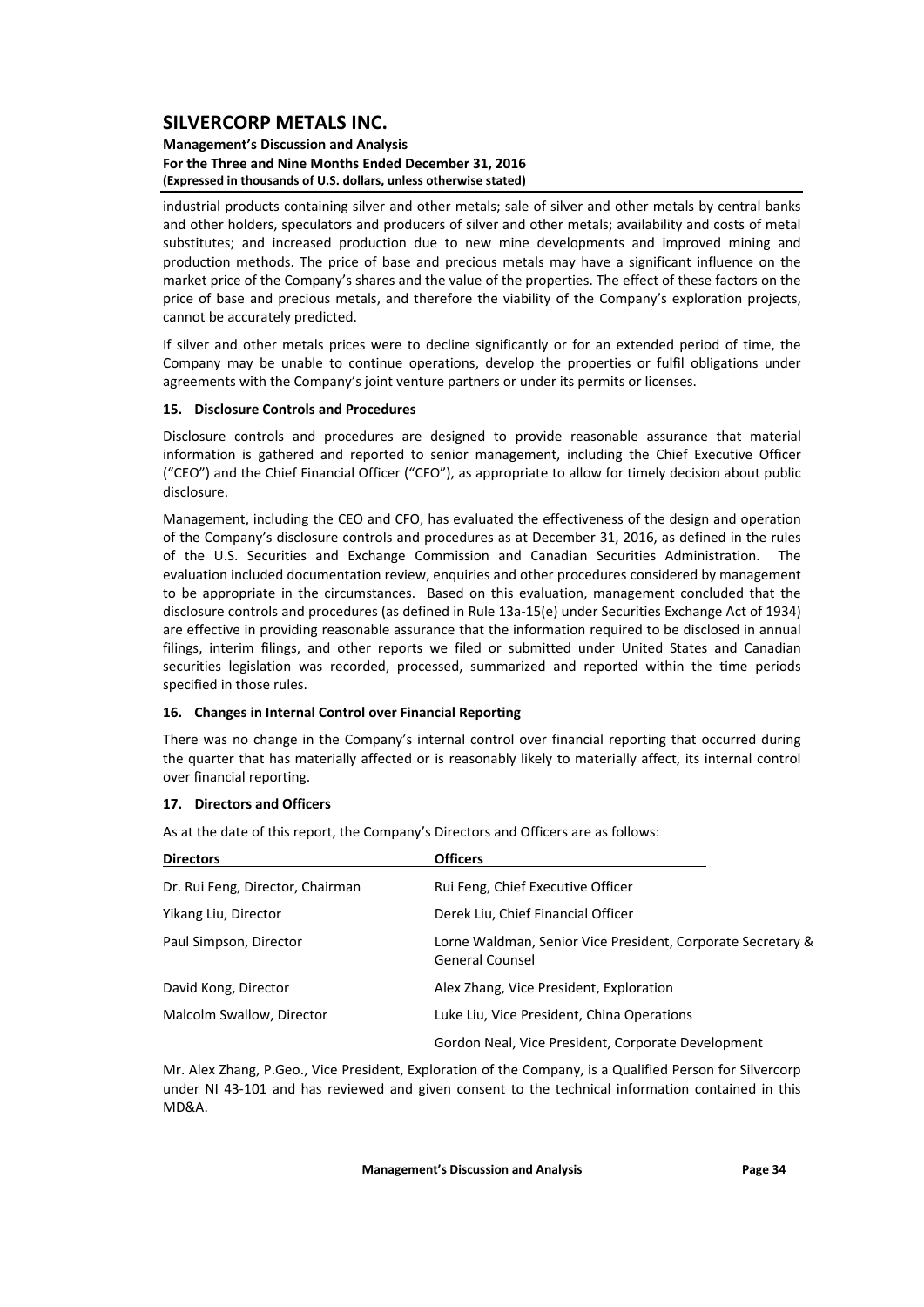industrial products containing silver and other metals; sale of silver and other metals by central banks and other holders, speculators and producers of silver and other metals; availability and costs of metal substitutes; and increased production due to new mine developments and improved mining and production methods. The price of base and precious metals may have a significant influence on the market price of the Company's shares and the value of the properties. The effect of these factors on the price of base and precious metals, and therefore the viability of the Company's exploration projects, cannot be accurately predicted.

If silver and other metals prices were to decline significantly or for an extended period of time, the Company may be unable to continue operations, develop the properties or fulfil obligations under agreements with the Company's joint venture partners or under its permits or licenses.

## 15. Disclosure Controls and Procedures

Disclosure controls and procedures are designed to provide reasonable assurance that material information is gathered and reported to senior management, including the Chief Executive Officer ("CEO") and the Chief Financial Officer ("CFO"), as appropriate to allow for timely decision about public disclosure.

Management, including the CEO and CFO, has evaluated the effectiveness of the design and operation of the Company's disclosure controls and procedures as at December 31, 2016, as defined in the rules of the U.S. Securities and Exchange Commission and Canadian Securities Administration. The evaluation included documentation review, enquiries and other procedures considered by management to be appropriate in the circumstances. Based on this evaluation, management concluded that the disclosure controls and procedures (as defined in Rule 13a-15(e) under Securities Exchange Act of 1934) are effective in providing reasonable assurance that the information required to be disclosed in annual filings, interim filings, and other reports we filed or submitted under United States and Canadian securities legislation was recorded, processed, summarized and reported within the time periods specified in those rules.

## 16. Changes in Internal Control over Financial Reporting

There was no change in the Company's internal control over financial reporting that occurred during the quarter that has materially affected or is reasonably likely to materially affect, its internal control over financial reporting.

## 17. Directors and Officers

As at the date of this report, the Company's Directors and Officers are as follows:

| Directors | Officers |
|---|---|
| Dr. Rui Feng, Director, Chairman | Rui Feng, Chief Executive Officer |
| Yikang Liu, Director | Derek Liu, Chief Financial Officer |
| Paul Simpson, Director | Lorne Waldman, Senior Vice President, Corporate Secretary & General Counsel |
| David Kong, Director | Alex Zhang, Vice President, Exploration |
| Malcolm Swallow, Director | Luke Liu, Vice President, China Operations |
| | Gordon Neal, Vice President, Corporate Development |

Mr. Alex Zhang, P.Geo., Vice President, Exploration of the Company, is a Qualified Person for Silvercorp under NI 43-101 and has reviewed and given consent to the technical information contained in this MD&A.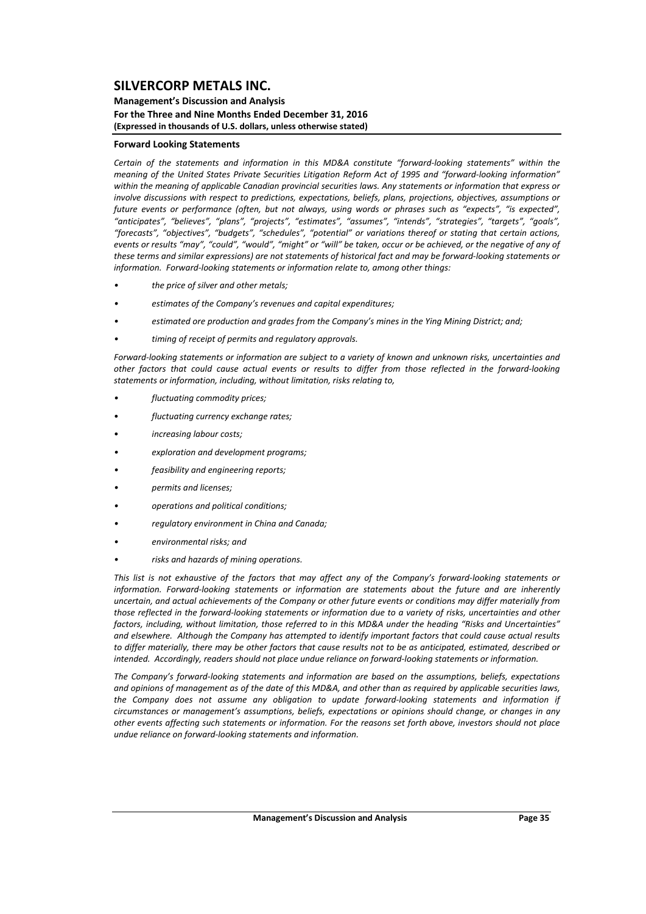### Forward Looking Statements

*Certain of the statements and information in this MD&A constitute "forward-looking statements" within the meaning of the United States Private Securities Litigation Reform Act of 1995 and "forward-looking information" within the meaning of applicable Canadian provincial securities laws. Any statements or information that express or involve discussions with respect to predictions, expectations, beliefs, plans, projections, objectives, assumptions or future events or performance (often, but not always, using words or phrases such as "expects", "is expected", "anticipates", "believes", "plans", "projects", "estimates", "assumes", "intends", "strategies", "targets", "goals", "forecasts", "objectives", "budgets", "schedules", "potential" or variations thereof or stating that certain actions, events or results "may", "could", "would", "might" or "will" be taken, occur or be achieved, or the negative of any of these terms and similar expressions) are not statements of historical fact and may be forward-looking statements or information. Forward-looking statements or information relate to, among other things:*

- *the price of silver and other metals;*
- *estimates of the Company's revenues and capital expenditures;*
- *estimated ore production and grades from the Company's mines in the Ying Mining District; and;*
- *timing of receipt of permits and regulatory approvals.*

*Forward-looking statements or information are subject to a variety of known and unknown risks, uncertainties and other factors that could cause actual events or results to differ from those reflected in the forward-looking statements or information, including, without limitation, risks relating to,*

- *fluctuating commodity prices;*
- *fluctuating currency exchange rates;*
- *increasing labour costs;*
- *exploration and development programs;*
- *feasibility and engineering reports;*
- *permits and licenses;*
- *operations and political conditions;*
- *regulatory environment in China and Canada;*
- *environmental risks; and*
- *risks and hazards of mining operations.*

*This list is not exhaustive of the factors that may affect any of the Company's forward-looking statements or information. Forward-looking statements or information are statements about the future and are inherently uncertain, and actual achievements of the Company or other future events or conditions may differ materially from those reflected in the forward-looking statements or information due to a variety of risks, uncertainties and other factors, including, without limitation, those referred to in this MD&A under the heading "Risks and Uncertainties" and elsewhere. Although the Company has attempted to identify important factors that could cause actual results to differ materially, there may be other factors that cause results not to be as anticipated, estimated, described or intended. Accordingly, readers should not place undue reliance on forward-looking statements or information.*

*The Company's forward-looking statements and information are based on the assumptions, beliefs, expectations and opinions of management as of the date of this MD&A, and other than as required by applicable securities laws, the Company does not assume any obligation to update forward-looking statements and information if circumstances or management's assumptions, beliefs, expectations or opinions should change, or changes in any other events affecting such statements or information. For the reasons set forth above, investors should not place undue reliance on forward-looking statements and information.*